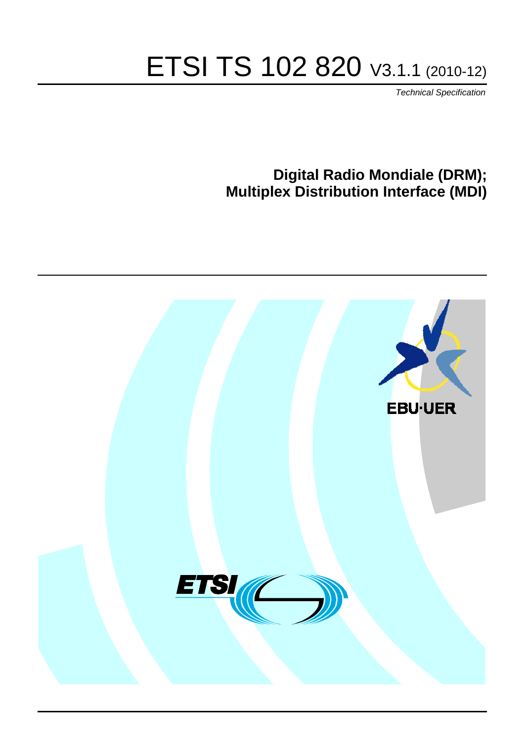# ETSI TS 102 820 V3.1.1 (2010-12)

*Technical Specification*

## Digital Radio Mondiale (DRM); Multiplex Distribution Interface (MDI)

EBU·UER

ETSI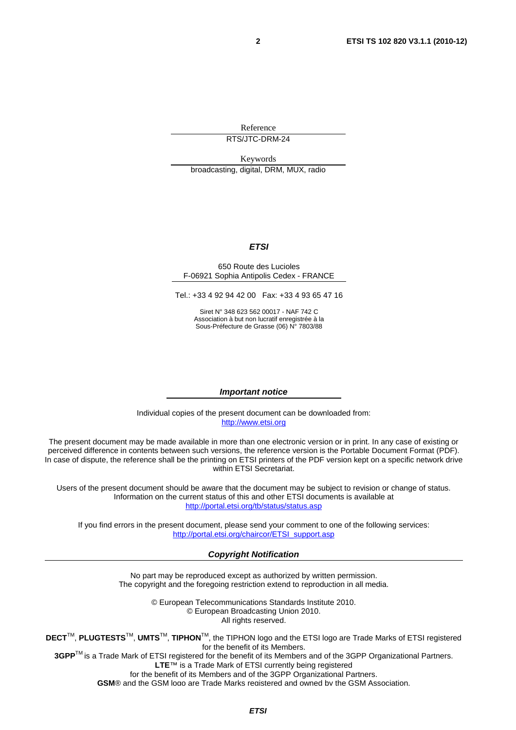Reference

RTS/JTC-DRM-24

Keywords

broadcasting, digital, DRM, MUX, radio

***ETSI***

650 Route des Lucioles
F-06921 Sophia Antipolis Cedex - FRANCE

Tel.: +33 4 92 94 42 00 Fax: +33 4 93 65 47 16

Siret N° 348 623 562 00017 - NAF 742 C
Association à but non lucratif enregistrée à la
Sous-Préfecture de Grasse (06) N° 7803/88

***Important notice***

Individual copies of the present document can be downloaded from:
http://www.etsi.org

The present document may be made available in more than one electronic version or in print. In any case of existing or perceived difference in contents between such versions, the reference version is the Portable Document Format (PDF). In case of dispute, the reference shall be the printing on ETSI printers of the PDF version kept on a specific network drive within ETSI Secretariat.

Users of the present document should be aware that the document may be subject to revision or change of status. Information on the current status of this and other ETSI documents is available at
http://portal.etsi.org/tb/status/status.asp

If you find errors in the present document, please send your comment to one of the following services:
http://portal.etsi.org/chaircor/ETSI_support.asp

***Copyright Notification***

No part may be reproduced except as authorized by written permission.
The copyright and the foregoing restriction extend to reproduction in all media.

© European Telecommunications Standards Institute 2010.
© European Broadcasting Union 2010.
All rights reserved.

**DECT**™, **PLUGTESTS**™, **UMTS**™, **TIPHON**™, the TIPHON logo and the ETSI logo are Trade Marks of ETSI registered for the benefit of its Members.
**3GPP**™ is a Trade Mark of ETSI registered for the benefit of its Members and of the 3GPP Organizational Partners.
**LTE**™ is a Trade Mark of ETSI currently being registered
for the benefit of its Members and of the 3GPP Organizational Partners.
**GSM**® and the GSM logo are Trade Marks registered and owned by the GSM Association.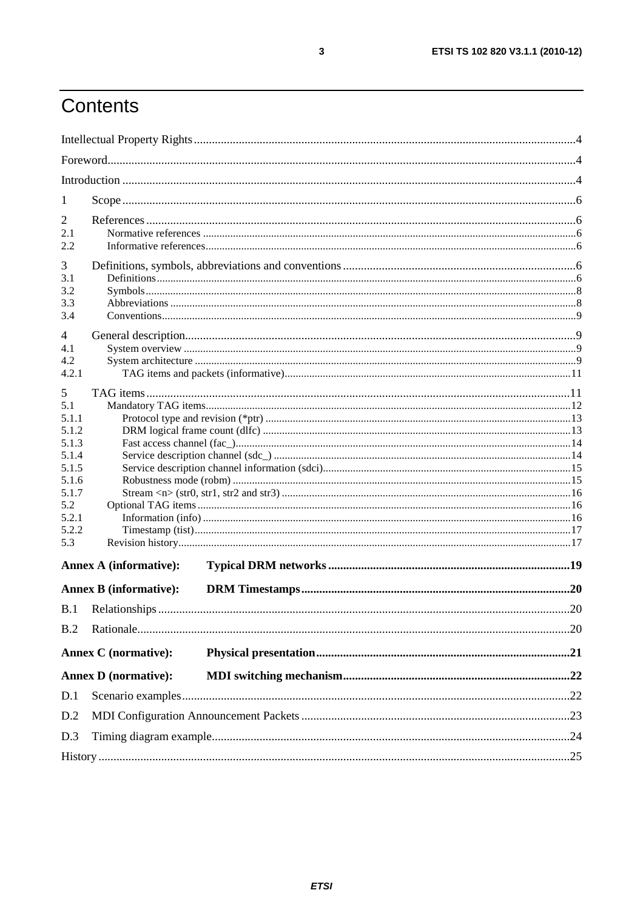# Contents

Intellectual Property Rights ....................................................................................................................................4

Foreword.................................................................................................................................................................4

Introduction ............................................................................................................................................................4

1 Scope ..................................................................................................................................................................6

2 References ..........................................................................................................................................................6
2.1 Normative references .......................................................................................................................................6
2.2 Informative references......................................................................................................................................6

3 Definitions, symbols, abbreviations and conventions ..........................................................................................6
3.1 Definitions.........................................................................................................................................................6
3.2 Symbols.............................................................................................................................................................8
3.3 Abbreviations ....................................................................................................................................................8
3.4 Conventions.......................................................................................................................................................9

4 General description..............................................................................................................................................9
4.1 System overview ...............................................................................................................................................9
4.2 System architecture ...........................................................................................................................................9
4.2.1 TAG items and packets (informative)...........................................................................................................11

5 TAG items .........................................................................................................................................................11
5.1 Mandatory TAG items......................................................................................................................................12
5.1.1 Protocol type and revision (*ptr) .................................................................................................................13
5.1.2 DRM logical frame count (dlfc) ..................................................................................................................13
5.1.3 Fast access channel (fac_)............................................................................................................................14
5.1.4 Service description channel (sdc_) ..............................................................................................................14
5.1.5 Service description channel information (sdci).............................................................................................15
5.1.6 Robustness mode (robm) .............................................................................................................................15
5.1.7 Stream <n> (str0, str1, str2 and str3) ..........................................................................................................16
5.2 Optional TAG items.........................................................................................................................................16
5.2.1 Information (info) ........................................................................................................................................16
5.2.2 Timestamp (tist)...........................................................................................................................................17
5.3 Revision history................................................................................................................................................17

**Annex A (informative): Typical DRM networks ...............................................................................19**

**Annex B (informative): DRM Timestamps ........................................................................................20**

B.1 Relationships .....................................................................................................................................................20

B.2 Rationale............................................................................................................................................................20

**Annex C (normative): Physical presentation....................................................................................21**

**Annex D (normative): MDI switching mechanism...........................................................................22**

D.1 Scenario examples.............................................................................................................................................22

D.2 MDI Configuration Announcement Packets .....................................................................................................23

D.3 Timing diagram example...................................................................................................................................24

History .....................................................................................................................................................................25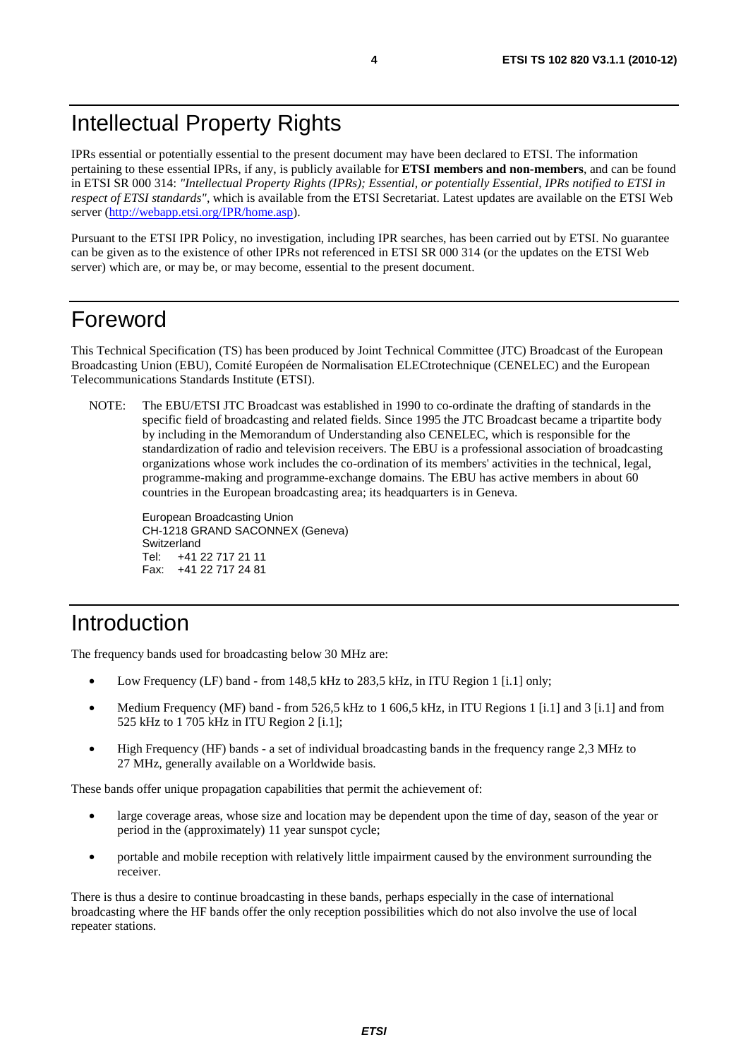# Intellectual Property Rights

IPRs essential or potentially essential to the present document may have been declared to ETSI. The information pertaining to these essential IPRs, if any, is publicly available for **ETSI members and non-members**, and can be found in ETSI SR 000 314: *"Intellectual Property Rights (IPRs); Essential, or potentially Essential, IPRs notified to ETSI in respect of ETSI standards"*, which is available from the ETSI Secretariat. Latest updates are available on the ETSI Web server (http://webapp.etsi.org/IPR/home.asp).

Pursuant to the ETSI IPR Policy, no investigation, including IPR searches, has been carried out by ETSI. No guarantee can be given as to the existence of other IPRs not referenced in ETSI SR 000 314 (or the updates on the ETSI Web server) which are, or may be, or may become, essential to the present document.

# Foreword

This Technical Specification (TS) has been produced by Joint Technical Committee (JTC) Broadcast of the European Broadcasting Union (EBU), Comité Européen de Normalisation ELECtrotechnique (CENELEC) and the European Telecommunications Standards Institute (ETSI).

NOTE: The EBU/ETSI JTC Broadcast was established in 1990 to co-ordinate the drafting of standards in the specific field of broadcasting and related fields. Since 1995 the JTC Broadcast became a tripartite body by including in the Memorandum of Understanding also CENELEC, which is responsible for the standardization of radio and television receivers. The EBU is a professional association of broadcasting organizations whose work includes the co-ordination of its members' activities in the technical, legal, programme-making and programme-exchange domains. The EBU has active members in about 60 countries in the European broadcasting area; its headquarters is in Geneva.

European Broadcasting Union
CH-1218 GRAND SACONNEX (Geneva)
Switzerland
Tel: +41 22 717 21 11
Fax: +41 22 717 24 81

# Introduction

The frequency bands used for broadcasting below 30 MHz are:

- Low Frequency (LF) band - from 148,5 kHz to 283,5 kHz, in ITU Region 1 [i.1] only;
- Medium Frequency (MF) band - from 526,5 kHz to 1 606,5 kHz, in ITU Regions 1 [i.1] and 3 [i.1] and from 525 kHz to 1 705 kHz in ITU Region 2 [i.1];
- High Frequency (HF) bands - a set of individual broadcasting bands in the frequency range 2,3 MHz to 27 MHz, generally available on a Worldwide basis.

These bands offer unique propagation capabilities that permit the achievement of:

- large coverage areas, whose size and location may be dependent upon the time of day, season of the year or period in the (approximately) 11 year sunspot cycle;
- portable and mobile reception with relatively little impairment caused by the environment surrounding the receiver.

There is thus a desire to continue broadcasting in these bands, perhaps especially in the case of international broadcasting where the HF bands offer the only reception possibilities which do not also involve the use of local repeater stations.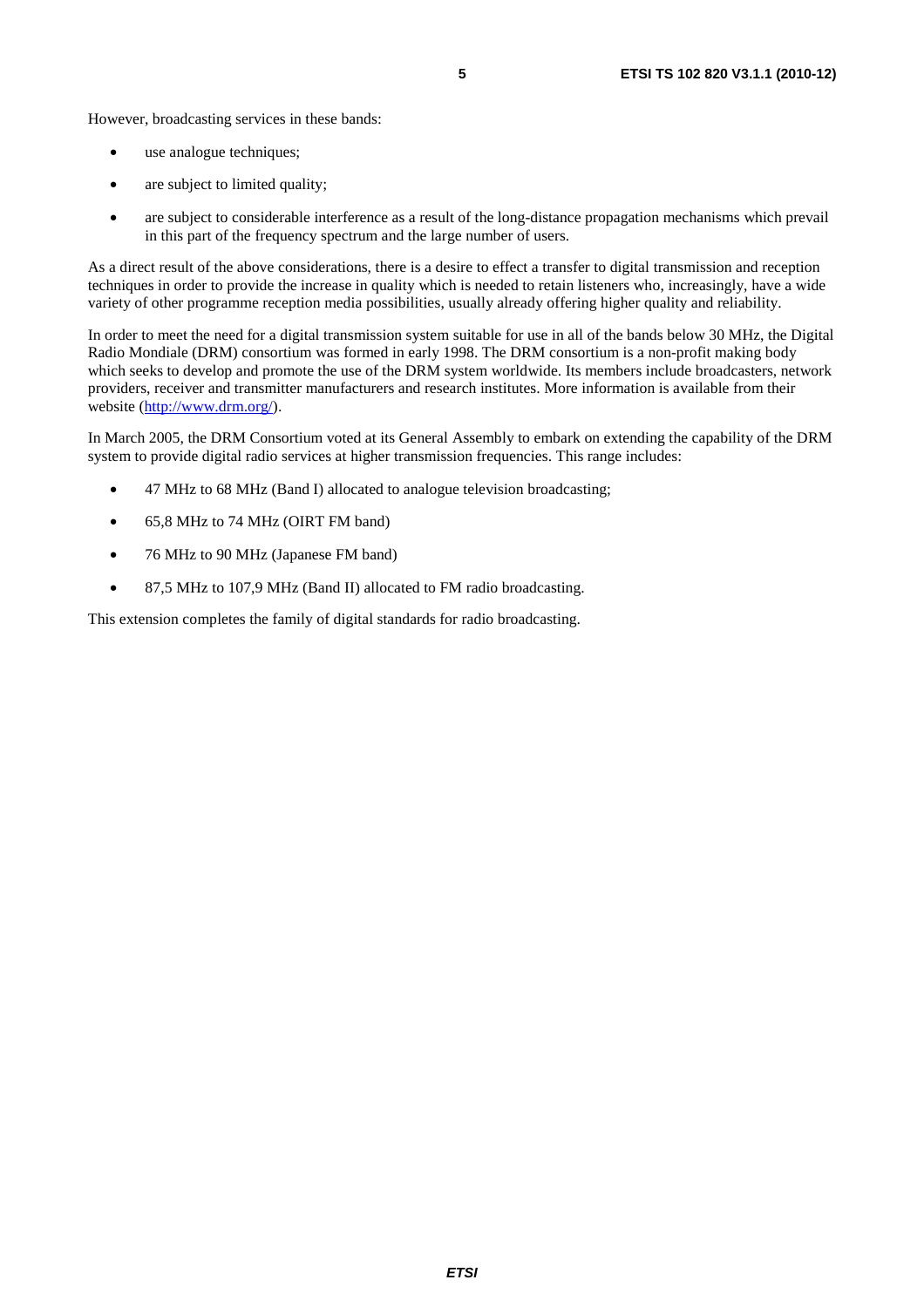However, broadcasting services in these bands:

- use analogue techniques;
- are subject to limited quality;
- are subject to considerable interference as a result of the long-distance propagation mechanisms which prevail in this part of the frequency spectrum and the large number of users.

As a direct result of the above considerations, there is a desire to effect a transfer to digital transmission and reception techniques in order to provide the increase in quality which is needed to retain listeners who, increasingly, have a wide variety of other programme reception media possibilities, usually already offering higher quality and reliability.

In order to meet the need for a digital transmission system suitable for use in all of the bands below 30 MHz, the Digital Radio Mondiale (DRM) consortium was formed in early 1998. The DRM consortium is a non-profit making body which seeks to develop and promote the use of the DRM system worldwide. Its members include broadcasters, network providers, receiver and transmitter manufacturers and research institutes. More information is available from their website (http://www.drm.org/).

In March 2005, the DRM Consortium voted at its General Assembly to embark on extending the capability of the DRM system to provide digital radio services at higher transmission frequencies. This range includes:

- 47 MHz to 68 MHz (Band I) allocated to analogue television broadcasting;
- 65,8 MHz to 74 MHz (OIRT FM band)
- 76 MHz to 90 MHz (Japanese FM band)
- 87,5 MHz to 107,9 MHz (Band II) allocated to FM radio broadcasting.

This extension completes the family of digital standards for radio broadcasting.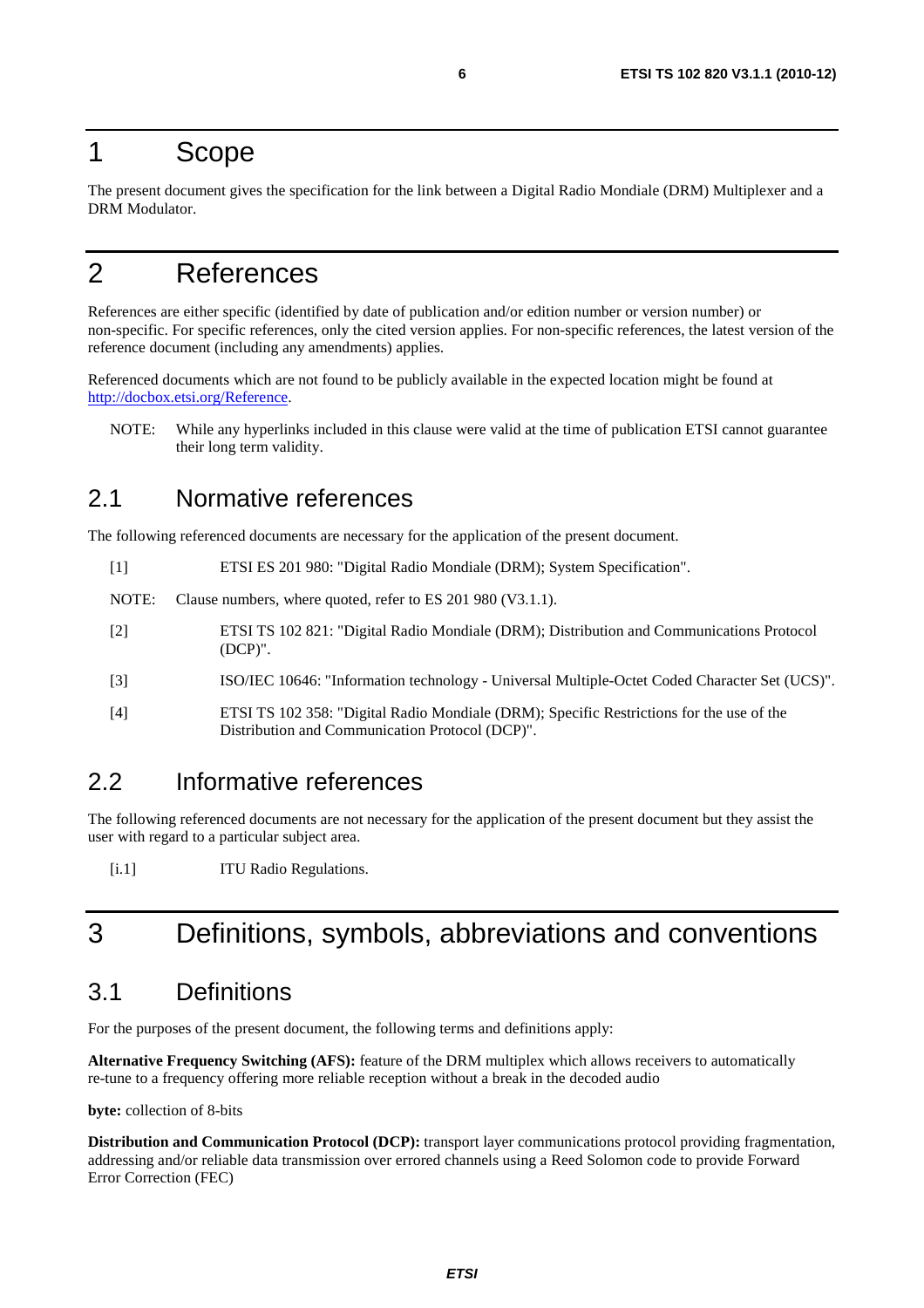# 1 Scope

The present document gives the specification for the link between a Digital Radio Mondiale (DRM) Multiplexer and a DRM Modulator.

# 2 References

References are either specific (identified by date of publication and/or edition number or version number) or non-specific. For specific references, only the cited version applies. For non-specific references, the latest version of the reference document (including any amendments) applies.

Referenced documents which are not found to be publicly available in the expected location might be found at http://docbox.etsi.org/Reference.

NOTE: While any hyperlinks included in this clause were valid at the time of publication ETSI cannot guarantee their long term validity.

## 2.1 Normative references

The following referenced documents are necessary for the application of the present document.

[1] ETSI ES 201 980: "Digital Radio Mondiale (DRM); System Specification".

NOTE: Clause numbers, where quoted, refer to ES 201 980 (V3.1.1).

[2] ETSI TS 102 821: "Digital Radio Mondiale (DRM); Distribution and Communications Protocol (DCP)".

[3] ISO/IEC 10646: "Information technology - Universal Multiple-Octet Coded Character Set (UCS)".

[4] ETSI TS 102 358: "Digital Radio Mondiale (DRM); Specific Restrictions for the use of the Distribution and Communication Protocol (DCP)".

## 2.2 Informative references

The following referenced documents are not necessary for the application of the present document but they assist the user with regard to a particular subject area.

[i.1] ITU Radio Regulations.

# 3 Definitions, symbols, abbreviations and conventions

## 3.1 Definitions

For the purposes of the present document, the following terms and definitions apply:

**Alternative Frequency Switching (AFS):** feature of the DRM multiplex which allows receivers to automatically re-tune to a frequency offering more reliable reception without a break in the decoded audio

**byte:** collection of 8-bits

**Distribution and Communication Protocol (DCP):** transport layer communications protocol providing fragmentation, addressing and/or reliable data transmission over errored channels using a Reed Solomon code to provide Forward Error Correction (FEC)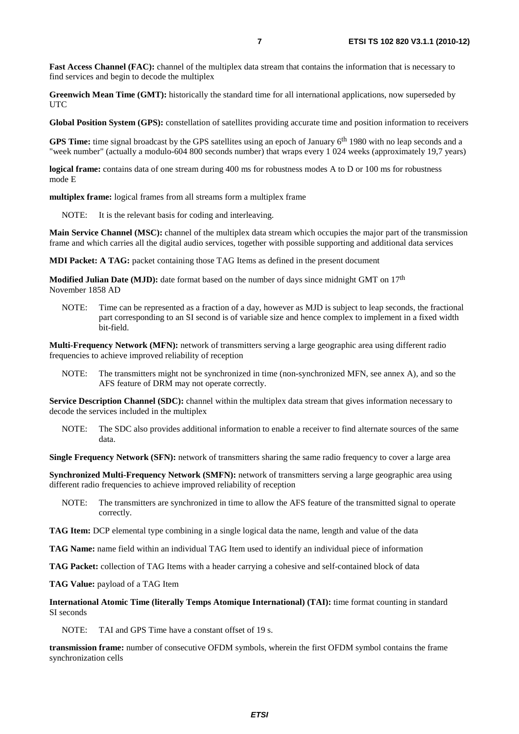**Fast Access Channel (FAC):** channel of the multiplex data stream that contains the information that is necessary to find services and begin to decode the multiplex

**Greenwich Mean Time (GMT):** historically the standard time for all international applications, now superseded by UTC

**Global Position System (GPS):** constellation of satellites providing accurate time and position information to receivers

**GPS Time:** time signal broadcast by the GPS satellites using an epoch of January 6th 1980 with no leap seconds and a "week number" (actually a modulo-604 800 seconds number) that wraps every 1 024 weeks (approximately 19,7 years)

**logical frame:** contains data of one stream during 400 ms for robustness modes A to D or 100 ms for robustness mode E

**multiplex frame:** logical frames from all streams form a multiplex frame

NOTE: It is the relevant basis for coding and interleaving.

**Main Service Channel (MSC):** channel of the multiplex data stream which occupies the major part of the transmission frame and which carries all the digital audio services, together with possible supporting and additional data services

**MDI Packet: A TAG:** packet containing those TAG Items as defined in the present document

**Modified Julian Date (MJD):** date format based on the number of days since midnight GMT on 17th November 1858 AD

NOTE: Time can be represented as a fraction of a day, however as MJD is subject to leap seconds, the fractional part corresponding to an SI second is of variable size and hence complex to implement in a fixed width bit-field.

**Multi-Frequency Network (MFN):** network of transmitters serving a large geographic area using different radio frequencies to achieve improved reliability of reception

NOTE: The transmitters might not be synchronized in time (non-synchronized MFN, see annex A), and so the AFS feature of DRM may not operate correctly.

**Service Description Channel (SDC):** channel within the multiplex data stream that gives information necessary to decode the services included in the multiplex

NOTE: The SDC also provides additional information to enable a receiver to find alternate sources of the same data.

**Single Frequency Network (SFN):** network of transmitters sharing the same radio frequency to cover a large area

**Synchronized Multi-Frequency Network (SMFN):** network of transmitters serving a large geographic area using different radio frequencies to achieve improved reliability of reception

NOTE: The transmitters are synchronized in time to allow the AFS feature of the transmitted signal to operate correctly.

**TAG Item:** DCP elemental type combining in a single logical data the name, length and value of the data

**TAG Name:** name field within an individual TAG Item used to identify an individual piece of information

**TAG Packet:** collection of TAG Items with a header carrying a cohesive and self-contained block of data

**TAG Value:** payload of a TAG Item

**International Atomic Time (literally Temps Atomique International) (TAI):** time format counting in standard SI seconds

NOTE: TAI and GPS Time have a constant offset of 19 s.

**transmission frame:** number of consecutive OFDM symbols, wherein the first OFDM symbol contains the frame synchronization cells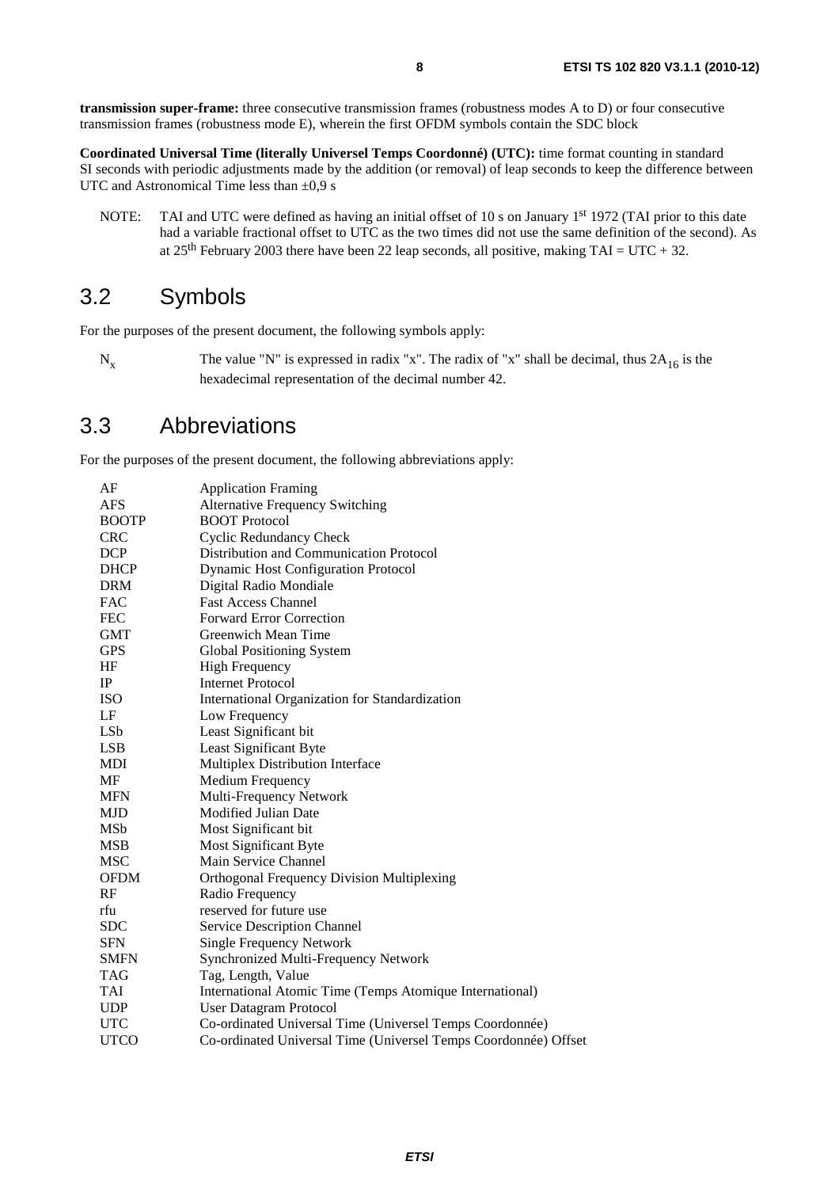**transmission super-frame:** three consecutive transmission frames (robustness modes A to D) or four consecutive transmission frames (robustness mode E), wherein the first OFDM symbols contain the SDC block

**Coordinated Universal Time (literally Universel Temps Coordonné) (UTC):** time format counting in standard SI seconds with periodic adjustments made by the addition (or removal) of leap seconds to keep the difference between UTC and Astronomical Time less than ±0,9 s

NOTE: TAI and UTC were defined as having an initial offset of 10 s on January 1st 1972 (TAI prior to this date had a variable fractional offset to UTC as the two times did not use the same definition of the second). As at 25th February 2003 there have been 22 leap seconds, all positive, making TAI = UTC + 32.

## 3.2 Symbols

For the purposes of the present document, the following symbols apply:

$N_x$ The value "N" is expressed in radix "x". The radix of "x" shall be decimal, thus $2A_{16}$ is the hexadecimal representation of the decimal number 42.

## 3.3 Abbreviations

For the purposes of the present document, the following abbreviations apply:

| | |
|---|---|
| AF | Application Framing |
| AFS | Alternative Frequency Switching |
| BOOTP | BOOT Protocol |
| CRC | Cyclic Redundancy Check |
| DCP | Distribution and Communication Protocol |
| DHCP | Dynamic Host Configuration Protocol |
| DRM | Digital Radio Mondiale |
| FAC | Fast Access Channel |
| FEC | Forward Error Correction |
| GMT | Greenwich Mean Time |
| GPS | Global Positioning System |
| HF | High Frequency |
| IP | Internet Protocol |
| ISO | International Organization for Standardization |
| LF | Low Frequency |
| LSb | Least Significant bit |
| LSB | Least Significant Byte |
| MDI | Multiplex Distribution Interface |
| MF | Medium Frequency |
| MFN | Multi-Frequency Network |
| MJD | Modified Julian Date |
| MSb | Most Significant bit |
| MSB | Most Significant Byte |
| MSC | Main Service Channel |
| OFDM | Orthogonal Frequency Division Multiplexing |
| RF | Radio Frequency |
| rfu | reserved for future use |
| SDC | Service Description Channel |
| SFN | Single Frequency Network |
| SMFN | Synchronized Multi-Frequency Network |
| TAG | Tag, Length, Value |
| TAI | International Atomic Time (Temps Atomique International) |
| UDP | User Datagram Protocol |
| UTC | Co-ordinated Universal Time (Universel Temps Coordonnée) |
| UTCO | Co-ordinated Universal Time (Universel Temps Coordonnée) Offset |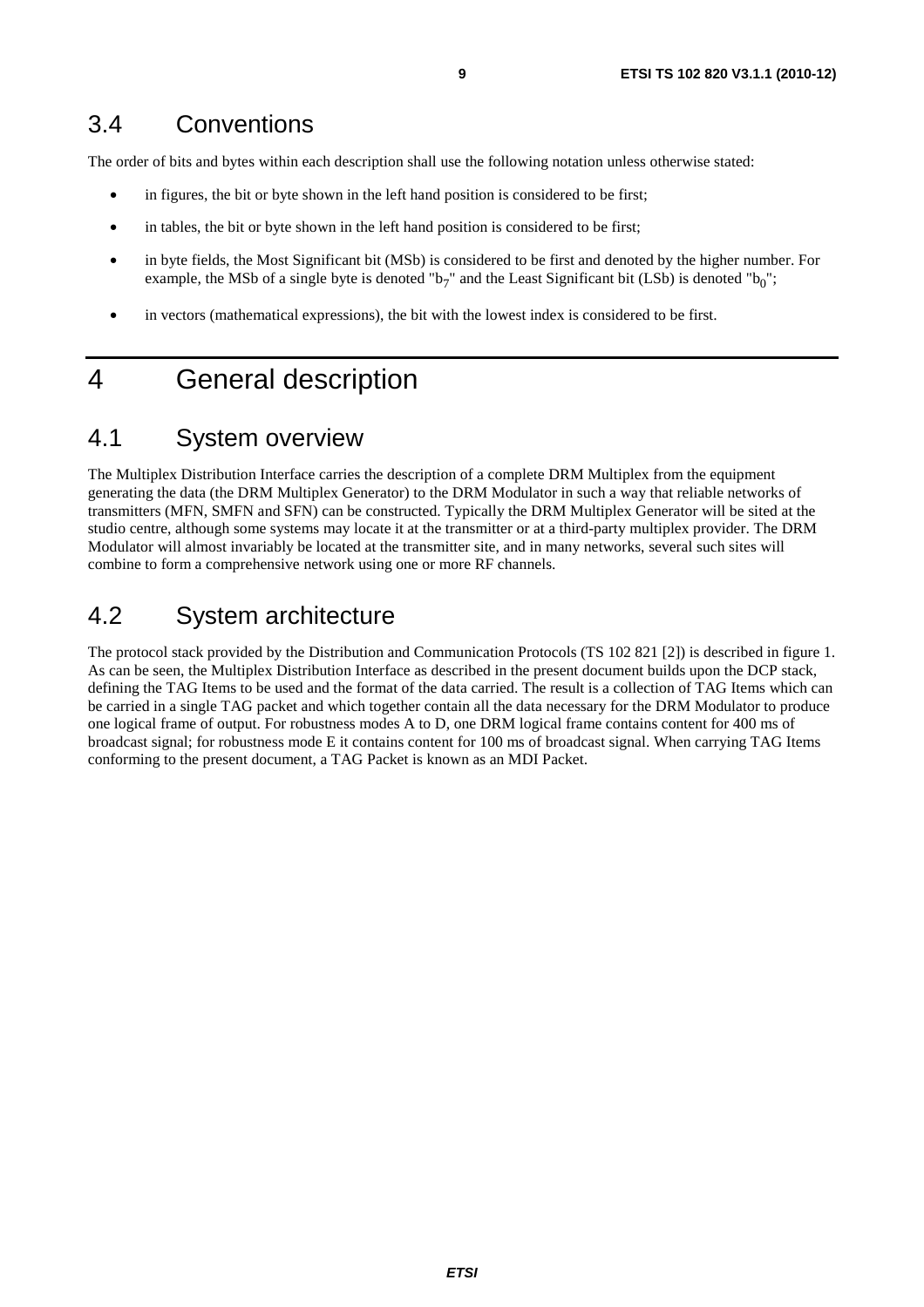## 3.4 Conventions

The order of bits and bytes within each description shall use the following notation unless otherwise stated:

- in figures, the bit or byte shown in the left hand position is considered to be first;
- in tables, the bit or byte shown in the left hand position is considered to be first;
- in byte fields, the Most Significant bit (MSb) is considered to be first and denoted by the higher number. For example, the MSb of a single byte is denoted "$b_7$" and the Least Significant bit (LSb) is denoted "$b_0$";
- in vectors (mathematical expressions), the bit with the lowest index is considered to be first.

# 4 General description

## 4.1 System overview

The Multiplex Distribution Interface carries the description of a complete DRM Multiplex from the equipment generating the data (the DRM Multiplex Generator) to the DRM Modulator in such a way that reliable networks of transmitters (MFN, SMFN and SFN) can be constructed. Typically the DRM Multiplex Generator will be sited at the studio centre, although some systems may locate it at the transmitter or at a third-party multiplex provider. The DRM Modulator will almost invariably be located at the transmitter site, and in many networks, several such sites will combine to form a comprehensive network using one or more RF channels.

## 4.2 System architecture

The protocol stack provided by the Distribution and Communication Protocols (TS 102 821 [2]) is described in figure 1. As can be seen, the Multiplex Distribution Interface as described in the present document builds upon the DCP stack, defining the TAG Items to be used and the format of the data carried. The result is a collection of TAG Items which can be carried in a single TAG packet and which together contain all the data necessary for the DRM Modulator to produce one logical frame of output. For robustness modes A to D, one DRM logical frame contains content for 400 ms of broadcast signal; for robustness mode E it contains content for 100 ms of broadcast signal. When carrying TAG Items conforming to the present document, a TAG Packet is known as an MDI Packet.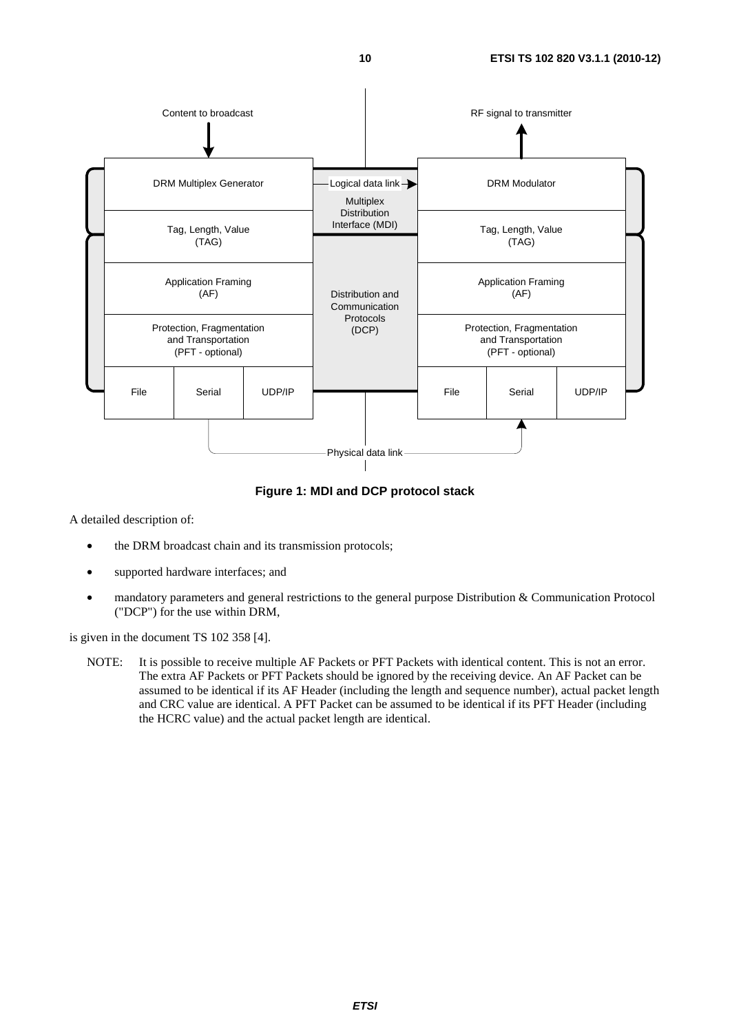Content to broadcast

RF signal to transmitter

DRM Multiplex Generator

Logical data link

Multiplex Distribution Interface (MDI)

DRM Modulator

Tag, Length, Value (TAG)

Tag, Length, Value (TAG)

Application Framing (AF)

Distribution and Communication Protocols (DCP)

Application Framing (AF)

Protection, Fragmentation and Transportation (PFT - optional)

Protection, Fragmentation and Transportation (PFT - optional)

File

Serial

UDP/IP

File

Serial

UDP/IP

Physical data link

**Figure 1: MDI and DCP protocol stack**

A detailed description of:

- the DRM broadcast chain and its transmission protocols;
- supported hardware interfaces; and
- mandatory parameters and general restrictions to the general purpose Distribution & Communication Protocol ("DCP") for the use within DRM,

is given in the document TS 102 358 [4].

NOTE: It is possible to receive multiple AF Packets or PFT Packets with identical content. This is not an error. The extra AF Packets or PFT Packets should be ignored by the receiving device. An AF Packet can be assumed to be identical if its AF Header (including the length and sequence number), actual packet length and CRC value are identical. A PFT Packet can be assumed to be identical if its PFT Header (including the HCRC value) and the actual packet length are identical.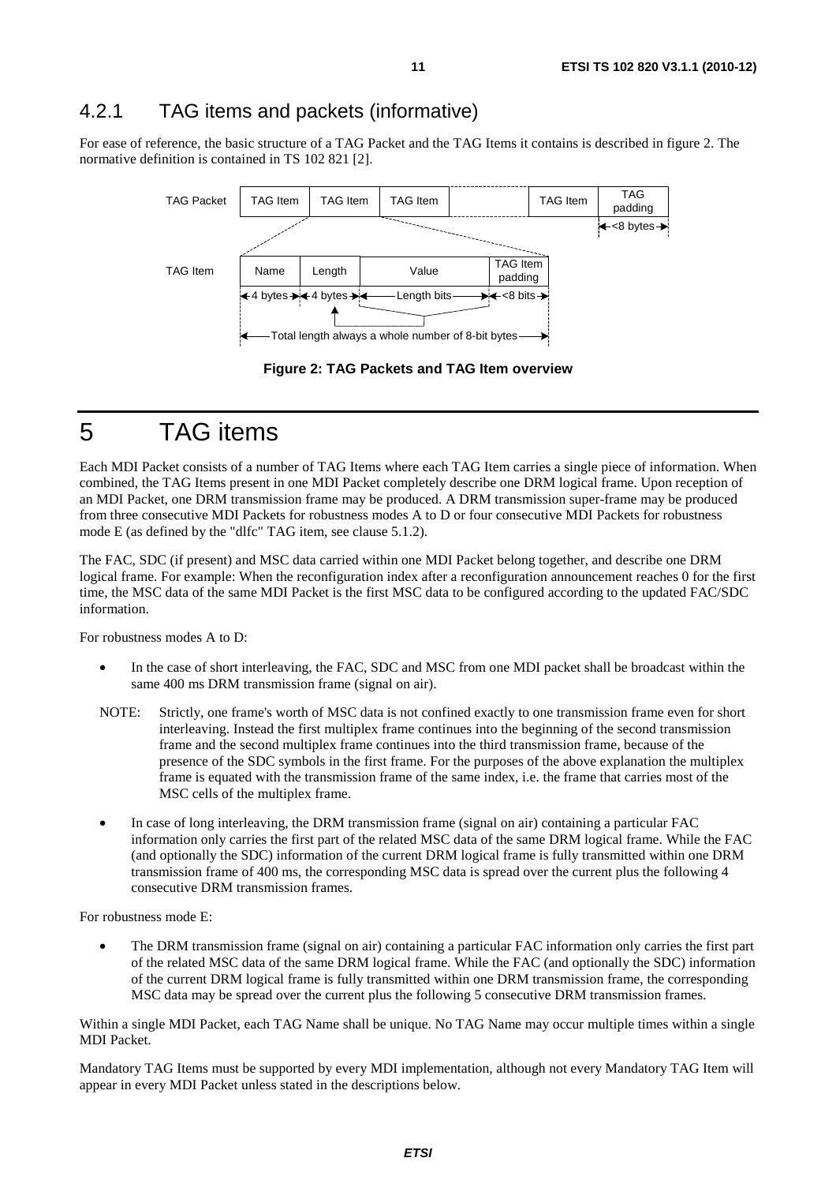### 4.2.1 TAG items and packets (informative)

For ease of reference, the basic structure of a TAG Packet and the TAG Items it contains is described in figure 2. The normative definition is contained in TS 102 821 [2].

TAG Packet | TAG Item | TAG Item | TAG Item | TAG Item | TAG padding

<8 bytes

TAG Item | Name | Length | Value | TAG Item padding

4 bytes | 4 bytes | Length bits | <8 bits

Total length always a whole number of 8-bit bytes

**Figure 2: TAG Packets and TAG Item overview**

# 5 TAG items

Each MDI Packet consists of a number of TAG Items where each TAG Item carries a single piece of information. When combined, the TAG Items present in one MDI Packet completely describe one DRM logical frame. Upon reception of an MDI Packet, one DRM transmission frame may be produced. A DRM transmission super-frame may be produced from three consecutive MDI Packets for robustness modes A to D or four consecutive MDI Packets for robustness mode E (as defined by the "dlfc" TAG item, see clause 5.1.2).

The FAC, SDC (if present) and MSC data carried within one MDI Packet belong together, and describe one DRM logical frame. For example: When the reconfiguration index after a reconfiguration announcement reaches 0 for the first time, the MSC data of the same MDI Packet is the first MSC data to be configured according to the updated FAC/SDC information.

For robustness modes A to D:

- In the case of short interleaving, the FAC, SDC and MSC from one MDI packet shall be broadcast within the same 400 ms DRM transmission frame (signal on air).

NOTE: Strictly, one frame's worth of MSC data is not confined exactly to one transmission frame even for short interleaving. Instead the first multiplex frame continues into the beginning of the second transmission frame and the second multiplex frame continues into the third transmission frame, because of the presence of the SDC symbols in the first frame. For the purposes of the above explanation the multiplex frame is equated with the transmission frame of the same index, i.e. the frame that carries most of the MSC cells of the multiplex frame.

- In case of long interleaving, the DRM transmission frame (signal on air) containing a particular FAC information only carries the first part of the related MSC data of the same DRM logical frame. While the FAC (and optionally the SDC) information of the current DRM logical frame is fully transmitted within one DRM transmission frame of 400 ms, the corresponding MSC data is spread over the current plus the following 4 consecutive DRM transmission frames.

For robustness mode E:

- The DRM transmission frame (signal on air) containing a particular FAC information only carries the first part of the related MSC data of the same DRM logical frame. While the FAC (and optionally the SDC) information of the current DRM logical frame is fully transmitted within one DRM transmission frame, the corresponding MSC data may be spread over the current plus the following 5 consecutive DRM transmission frames.

Within a single MDI Packet, each TAG Name shall be unique. No TAG Name may occur multiple times within a single MDI Packet.

Mandatory TAG Items must be supported by every MDI implementation, although not every Mandatory TAG Item will appear in every MDI Packet unless stated in the descriptions below.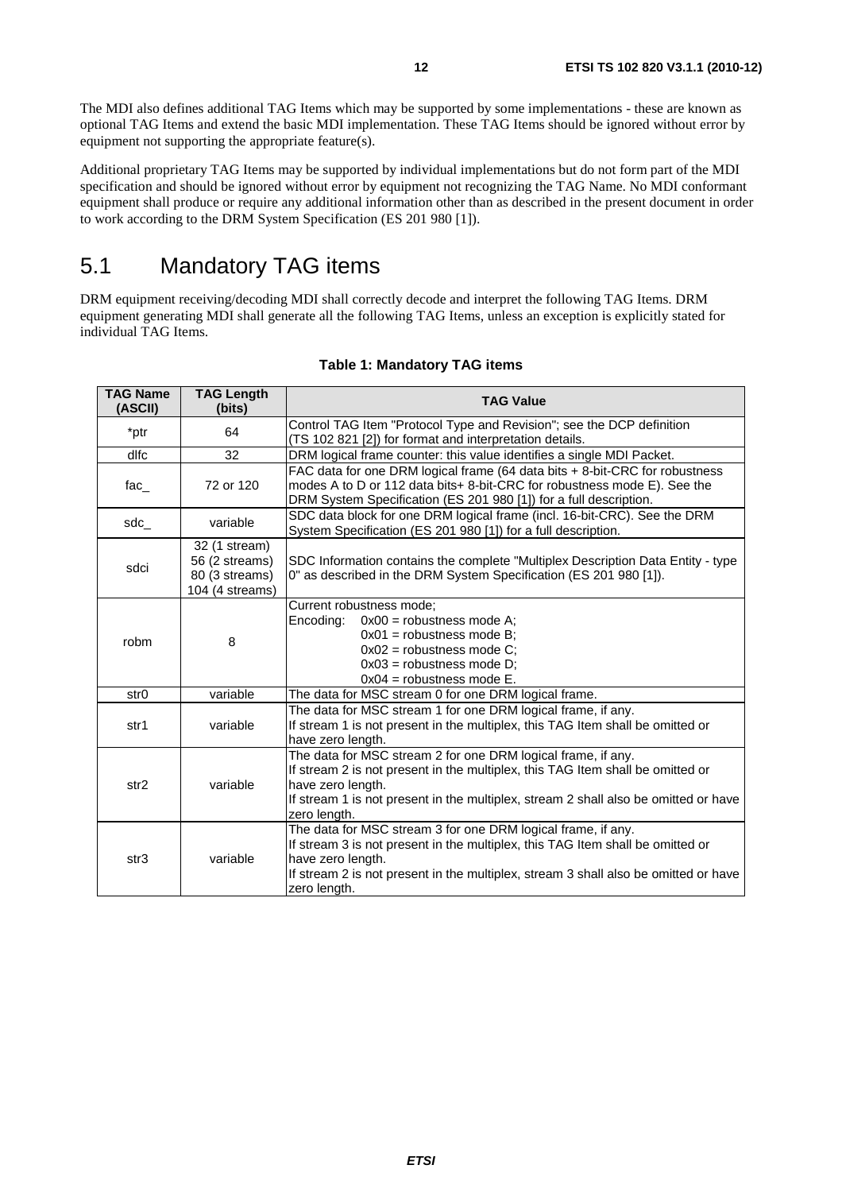The MDI also defines additional TAG Items which may be supported by some implementations - these are known as optional TAG Items and extend the basic MDI implementation. These TAG Items should be ignored without error by equipment not supporting the appropriate feature(s).

Additional proprietary TAG Items may be supported by individual implementations but do not form part of the MDI specification and should be ignored without error by equipment not recognizing the TAG Name. No MDI conformant equipment shall produce or require any additional information other than as described in the present document in order to work according to the DRM System Specification (ES 201 980 [1]).

# 5.1 Mandatory TAG items

DRM equipment receiving/decoding MDI shall correctly decode and interpret the following TAG Items. DRM equipment generating MDI shall generate all the following TAG Items, unless an exception is explicitly stated for individual TAG Items.

**Table 1: Mandatory TAG items**

| TAG Name (ASCII) | TAG Length (bits) | TAG Value |
|---|---|---|
| *ptr | 64 | Control TAG Item "Protocol Type and Revision"; see the DCP definition (TS 102 821 [2]) for format and interpretation details. |
| dlfc | 32 | DRM logical frame counter: this value identifies a single MDI Packet. |
| fac_ | 72 or 120 | FAC data for one DRM logical frame (64 data bits + 8-bit-CRC for robustness modes A to D or 112 data bits+ 8-bit-CRC for robustness mode E). See the DRM System Specification (ES 201 980 [1]) for a full description. |
| sdc_ | variable | SDC data block for one DRM logical frame (incl. 16-bit-CRC). See the DRM System Specification (ES 201 980 [1]) for a full description. |
| sdci | 32 (1 stream)<br>56 (2 streams)<br>80 (3 streams)<br>104 (4 streams) | SDC Information contains the complete "Multiplex Description Data Entity - type 0" as described in the DRM System Specification (ES 201 980 [1]). |
| robm | 8 | Current robustness mode;<br>Encoding: 0x00 = robustness mode A;<br>0x01 = robustness mode B;<br>0x02 = robustness mode C;<br>0x03 = robustness mode D;<br>0x04 = robustness mode E. |
| str0 | variable | The data for MSC stream 0 for one DRM logical frame. |
| str1 | variable | The data for MSC stream 1 for one DRM logical frame, if any.<br>If stream 1 is not present in the multiplex, this TAG Item shall be omitted or have zero length. |
| str2 | variable | The data for MSC stream 2 for one DRM logical frame, if any.<br>If stream 2 is not present in the multiplex, this TAG Item shall be omitted or have zero length.<br>If stream 1 is not present in the multiplex, stream 2 shall also be omitted or have zero length. |
| str3 | variable | The data for MSC stream 3 for one DRM logical frame, if any.<br>If stream 3 is not present in the multiplex, this TAG Item shall be omitted or have zero length.<br>If stream 2 is not present in the multiplex, stream 3 shall also be omitted or have zero length. |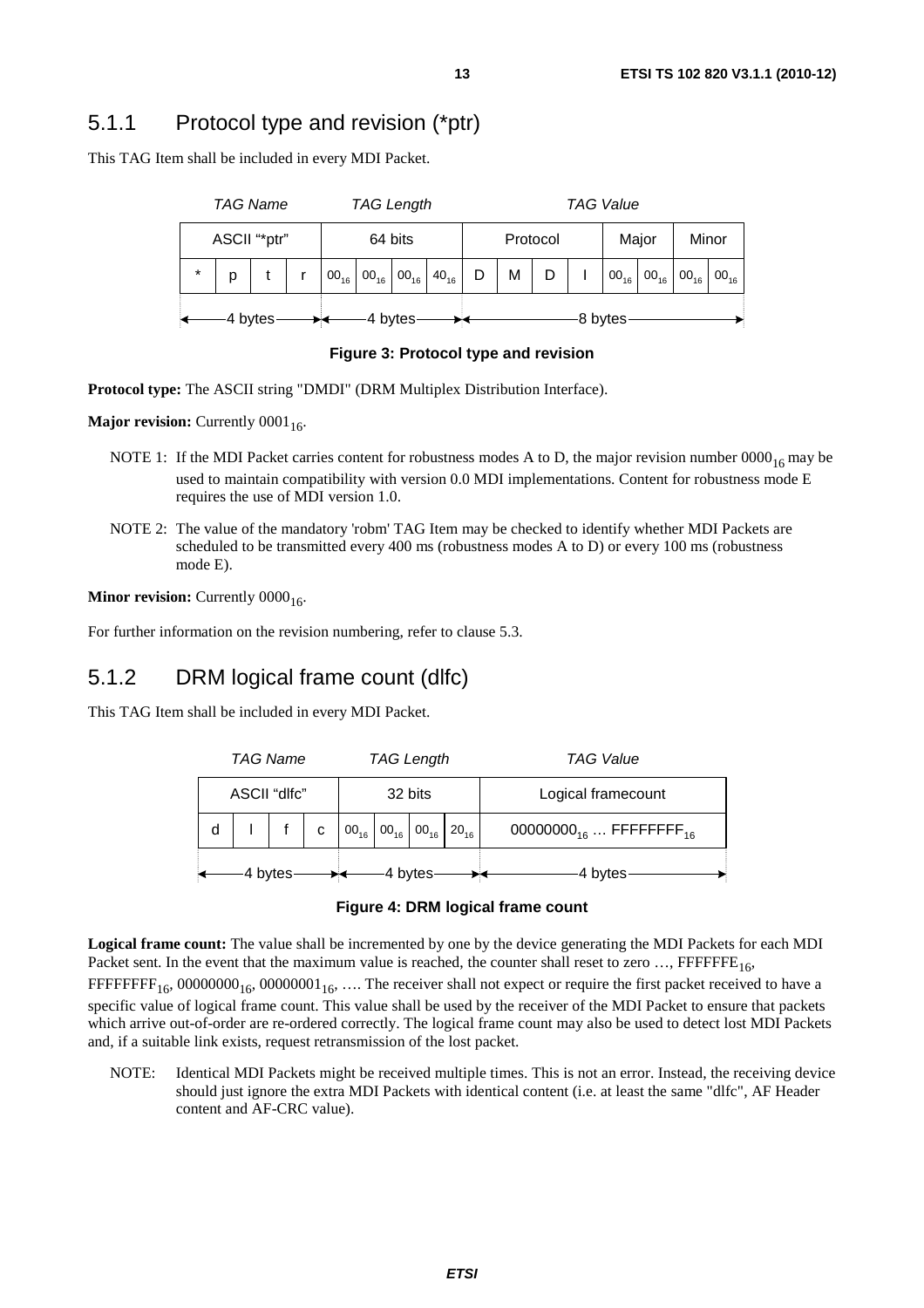## 5.1.1 Protocol type and revision (*ptr)

This TAG Item shall be included in every MDI Packet.

| *TAG Name* | | | | *TAG Length* | | | | *TAG Value* | | | | | | | |
|---|---|---|---|---|---|---|---|---|---|---|---|---|---|---|---|
| ASCII "*ptr" | | | | 64 bits | | | | Protocol | | | | Major | | Minor | |
| * | p | t | r | $00_{16}$ | $00_{16}$ | $00_{16}$ | $40_{16}$ | D | M | D | I | $00_{16}$ | $00_{16}$ | $00_{16}$ | $00_{16}$ |
| 4 bytes | | | | 4 bytes | | | | 8 bytes | | | | | | | |

**Figure 3: Protocol type and revision**

**Protocol type:** The ASCII string "DMDI" (DRM Multiplex Distribution Interface).

**Major revision:** Currently $0001_{16}$.

NOTE 1: If the MDI Packet carries content for robustness modes A to D, the major revision number $0000_{16}$ may be used to maintain compatibility with version 0.0 MDI implementations. Content for robustness mode E requires the use of MDI version 1.0.

NOTE 2: The value of the mandatory 'robm' TAG Item may be checked to identify whether MDI Packets are scheduled to be transmitted every 400 ms (robustness modes A to D) or every 100 ms (robustness mode E).

**Minor revision:** Currently $0000_{16}$.

For further information on the revision numbering, refer to clause 5.3.

## 5.1.2 DRM logical frame count (dlfc)

This TAG Item shall be included in every MDI Packet.

| *TAG Name* | | | | *TAG Length* | | | | *TAG Value* |
|---|---|---|---|---|---|---|---|---|
| ASCII "dlfc" | | | | 32 bits | | | | Logical framecount |
| d | l | f | c | $00_{16}$ | $00_{16}$ | $00_{16}$ | $20_{16}$ | $00000000_{16}$ … $FFFFFFFF_{16}$ |
| 4 bytes | | | | 4 bytes | | | | 4 bytes |

**Figure 4: DRM logical frame count**

**Logical frame count:** The value shall be incremented by one by the device generating the MDI Packets for each MDI Packet sent. In the event that the maximum value is reached, the counter shall reset to zero …, $FFFFFFFE_{16}$, $FFFFFFFF_{16}$, $00000000_{16}$, $00000001_{16}$, …. The receiver shall not expect or require the first packet received to have a specific value of logical frame count. This value shall be used by the receiver of the MDI Packet to ensure that packets which arrive out-of-order are re-ordered correctly. The logical frame count may also be used to detect lost MDI Packets and, if a suitable link exists, request retransmission of the lost packet.

NOTE: Identical MDI Packets might be received multiple times. This is not an error. Instead, the receiving device should just ignore the extra MDI Packets with identical content (i.e. at least the same "dlfc", AF Header content and AF-CRC value).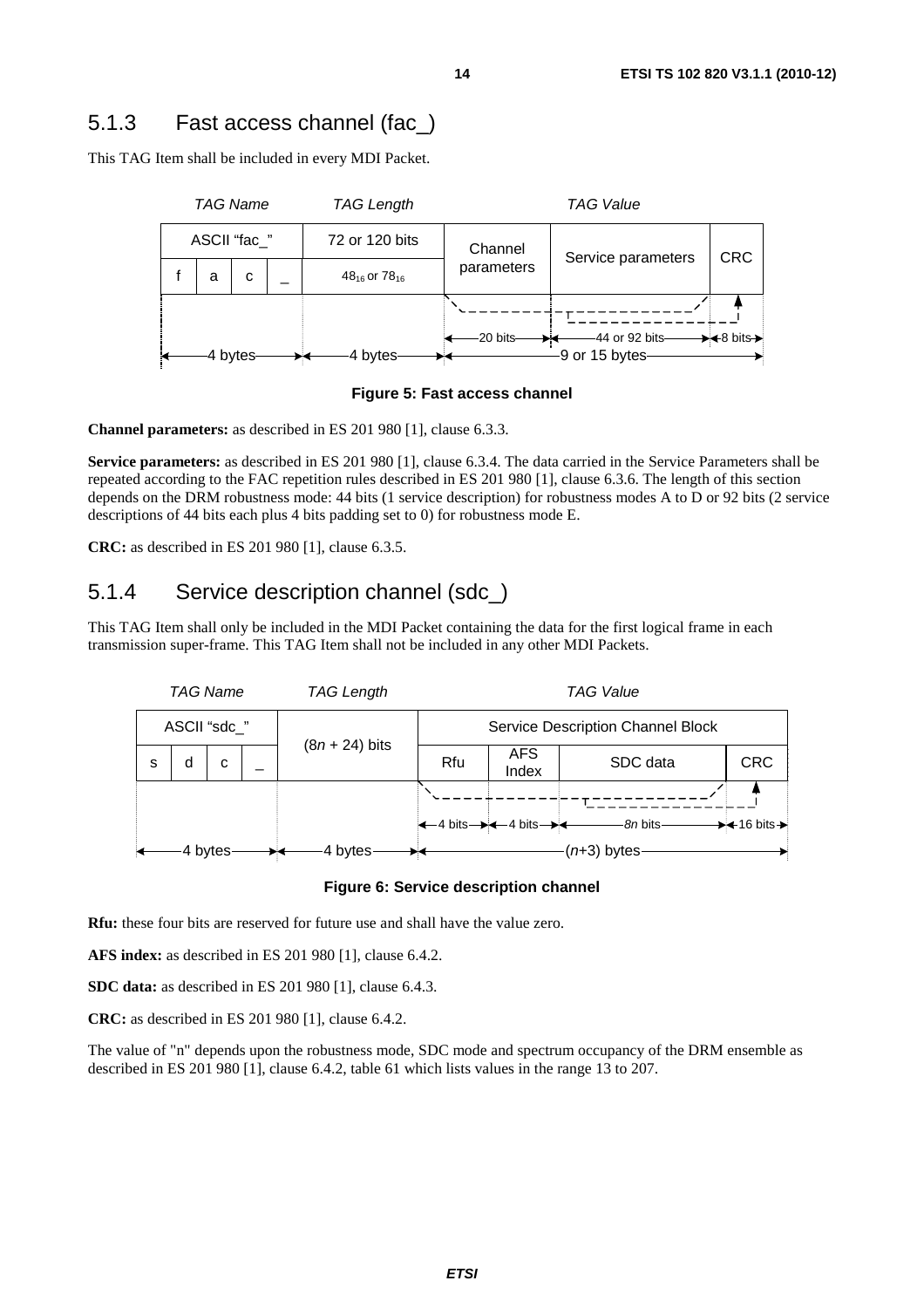### 5.1.3 Fast access channel (fac_)

This TAG Item shall be included in every MDI Packet.

*TAG Name*

ASCII "fac_"

f a c _

4 bytes

*TAG Length*

72 or 120 bits

$48_{16}$ or $78_{16}$

4 bytes

*TAG Value*

Channel parameters | Service parameters | CRC

20 bits | 44 or 92 bits | 8 bits

9 or 15 bytes

**Figure 5: Fast access channel**

**Channel parameters:** as described in ES 201 980 [1], clause 6.3.3.

**Service parameters:** as described in ES 201 980 [1], clause 6.3.4. The data carried in the Service Parameters shall be repeated according to the FAC repetition rules described in ES 201 980 [1], clause 6.3.6. The length of this section depends on the DRM robustness mode: 44 bits (1 service description) for robustness modes A to D or 92 bits (2 service descriptions of 44 bits each plus 4 bits padding set to 0) for robustness mode E.

**CRC:** as described in ES 201 980 [1], clause 6.3.5.

### 5.1.4 Service description channel (sdc_)

This TAG Item shall only be included in the MDI Packet containing the data for the first logical frame in each transmission super-frame. This TAG Item shall not be included in any other MDI Packets.

*TAG Name*

ASCII "sdc_"

s d c _

4 bytes

*TAG Length*

($8n$ + 24) bits

4 bytes

*TAG Value*

Service Description Channel Block

Rfu | AFS Index | SDC data | CRC

4 bits | 4 bits | $8n$ bits | 16 bits

($n$+3) bytes

**Figure 6: Service description channel**

**Rfu:** these four bits are reserved for future use and shall have the value zero.

**AFS index:** as described in ES 201 980 [1], clause 6.4.2.

**SDC data:** as described in ES 201 980 [1], clause 6.4.3.

**CRC:** as described in ES 201 980 [1], clause 6.4.2.

The value of "n" depends upon the robustness mode, SDC mode and spectrum occupancy of the DRM ensemble as described in ES 201 980 [1], clause 6.4.2, table 61 which lists values in the range 13 to 207.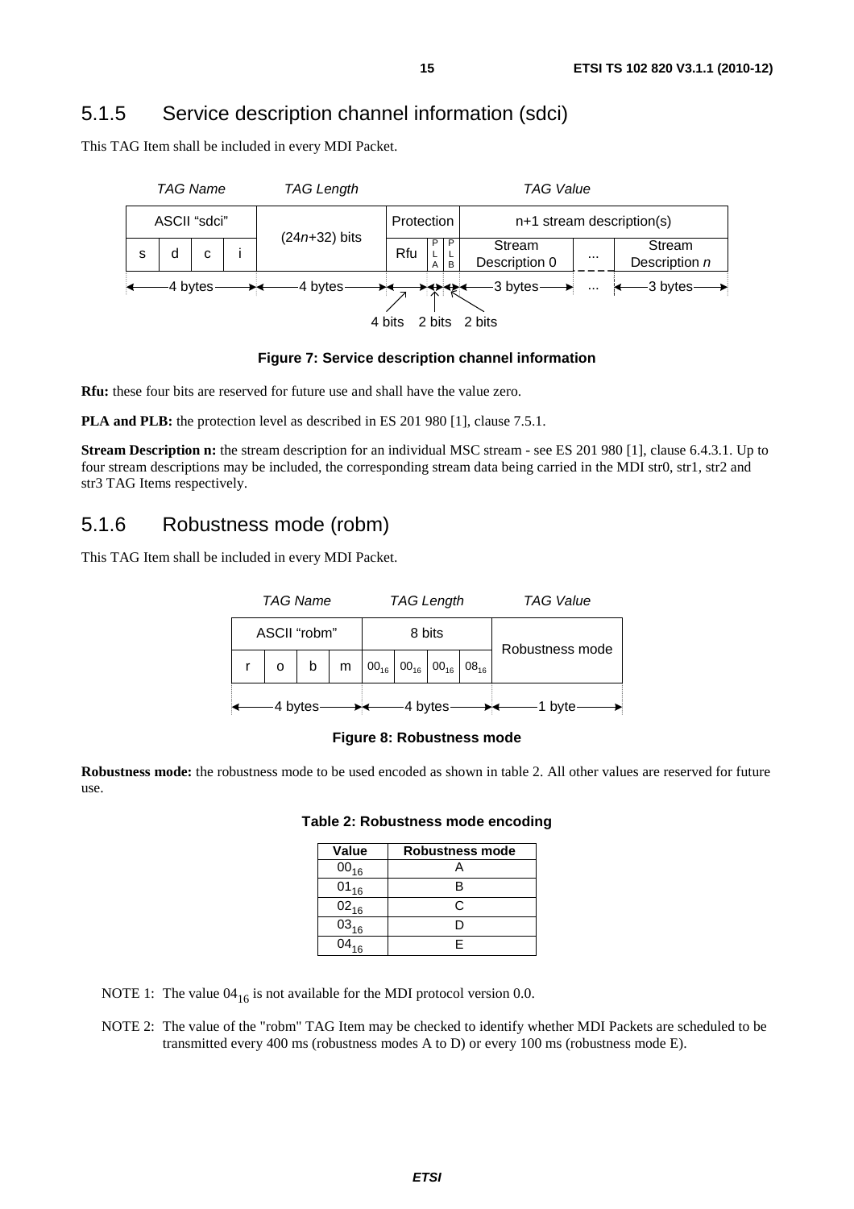## 5.1.5 Service description channel information (sdci)

This TAG Item shall be included in every MDI Packet.

| TAG Name | | | | TAG Length | TAG Value | | | | | |
|---|---|---|---|---|---|---|---|---|---|---|
| ASCII "sdci" | | | | (24*n*+32) bits | Protection | | | n+1 stream description(s) | | |
| s | d | c | i | | Rfu | PLA | PLB | Stream Description 0 | ... | Stream Description *n* |
| 4 bytes | | | | 4 bytes | 4 bits | 2 bits | 2 bits | 3 bytes | ... | 3 bytes |

**Figure 7: Service description channel information**

**Rfu:** these four bits are reserved for future use and shall have the value zero.

**PLA and PLB:** the protection level as described in ES 201 980 [1], clause 7.5.1.

**Stream Description n:** the stream description for an individual MSC stream - see ES 201 980 [1], clause 6.4.3.1. Up to four stream descriptions may be included, the corresponding stream data being carried in the MDI str0, str1, str2 and str3 TAG Items respectively.

## 5.1.6 Robustness mode (robm)

This TAG Item shall be included in every MDI Packet.

| TAG Name | | | | TAG Length | | | | TAG Value |
|---|---|---|---|---|---|---|---|---|
| ASCII "robm" | | | | 8 bits | | | | Robustness mode |
| r | o | b | m | $00_{16}$ | $00_{16}$ | $00_{16}$ | $08_{16}$ | |
| 4 bytes | | | | 4 bytes | | | | 1 byte |

**Figure 8: Robustness mode**

**Robustness mode:** the robustness mode to be used encoded as shown in table 2. All other values are reserved for future use.

**Table 2: Robustness mode encoding**

| Value | Robustness mode |
|---|---|
| $00_{16}$ | A |
| $01_{16}$ | B |
| $02_{16}$ | C |
| $03_{16}$ | D |
| $04_{16}$ | E |

NOTE 1: The value $04_{16}$ is not available for the MDI protocol version 0.0.

NOTE 2: The value of the "robm" TAG Item may be checked to identify whether MDI Packets are scheduled to be transmitted every 400 ms (robustness modes A to D) or every 100 ms (robustness mode E).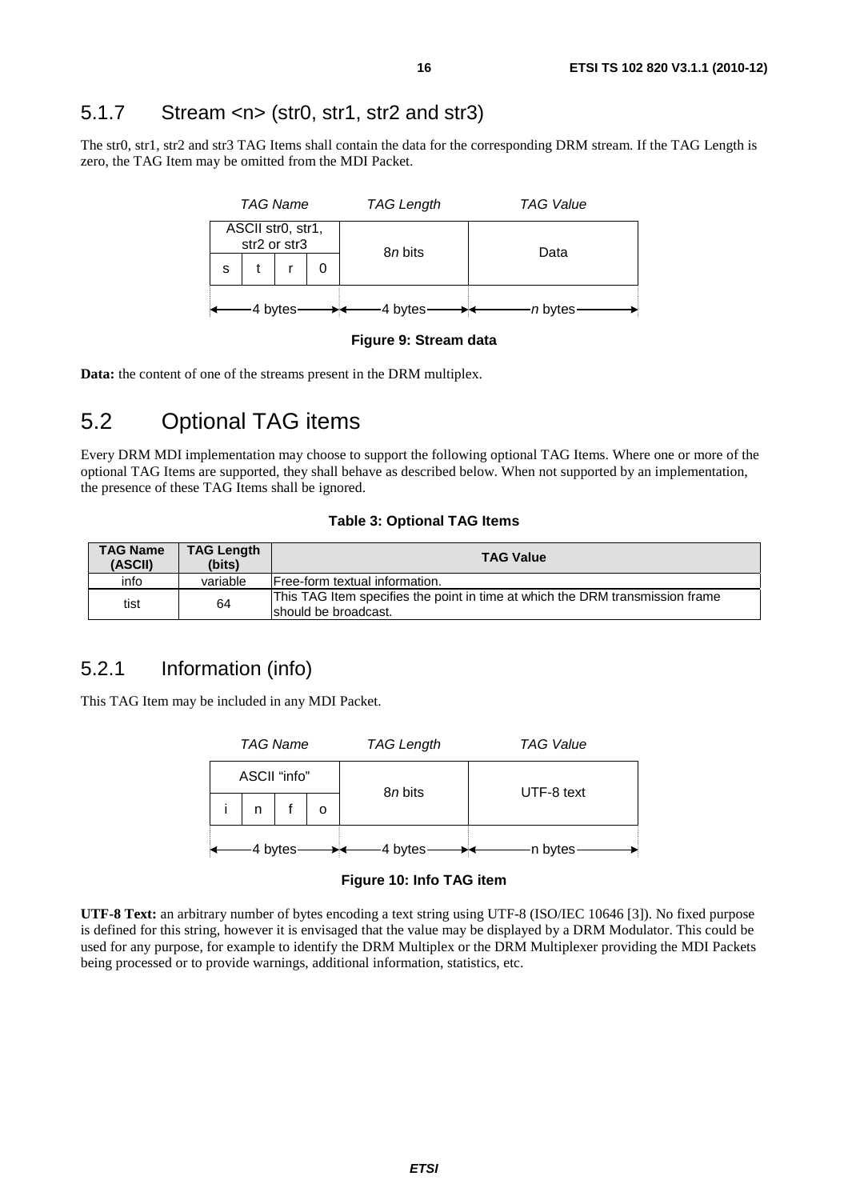### 5.1.7 Stream <n> (str0, str1, str2 and str3)

The str0, str1, str2 and str3 TAG Items shall contain the data for the corresponding DRM stream. If the TAG Length is zero, the TAG Item may be omitted from the MDI Packet.

| *TAG Name* | | | | *TAG Length* | *TAG Value* |
|---|---|---|---|---|---|
| ASCII str0, str1, str2 or str3 | | | | 8*n* bits | Data |
| s | t | r | 0 | | |
| 4 bytes | | | | 4 bytes | *n* bytes |

**Figure 9: Stream data**

**Data:** the content of one of the streams present in the DRM multiplex.

## 5.2 Optional TAG items

Every DRM MDI implementation may choose to support the following optional TAG Items. Where one or more of the optional TAG Items are supported, they shall behave as described below. When not supported by an implementation, the presence of these TAG Items shall be ignored.

**Table 3: Optional TAG Items**

| TAG Name (ASCII) | TAG Length (bits) | TAG Value |
|---|---|---|
| info | variable | Free-form textual information. |
| tist | 64 | This TAG Item specifies the point in time at which the DRM transmission frame should be broadcast. |

### 5.2.1 Information (info)

This TAG Item may be included in any MDI Packet.

| *TAG Name* | | | | *TAG Length* | *TAG Value* |
|---|---|---|---|---|---|
| ASCII "info" | | | | 8*n* bits | UTF-8 text |
| i | n | f | o | | |
| 4 bytes | | | | 4 bytes | n bytes |

**Figure 10: Info TAG item**

**UTF-8 Text:** an arbitrary number of bytes encoding a text string using UTF-8 (ISO/IEC 10646 [3]). No fixed purpose is defined for this string, however it is envisaged that the value may be displayed by a DRM Modulator. This could be used for any purpose, for example to identify the DRM Multiplex or the DRM Multiplexer providing the MDI Packets being processed or to provide warnings, additional information, statistics, etc.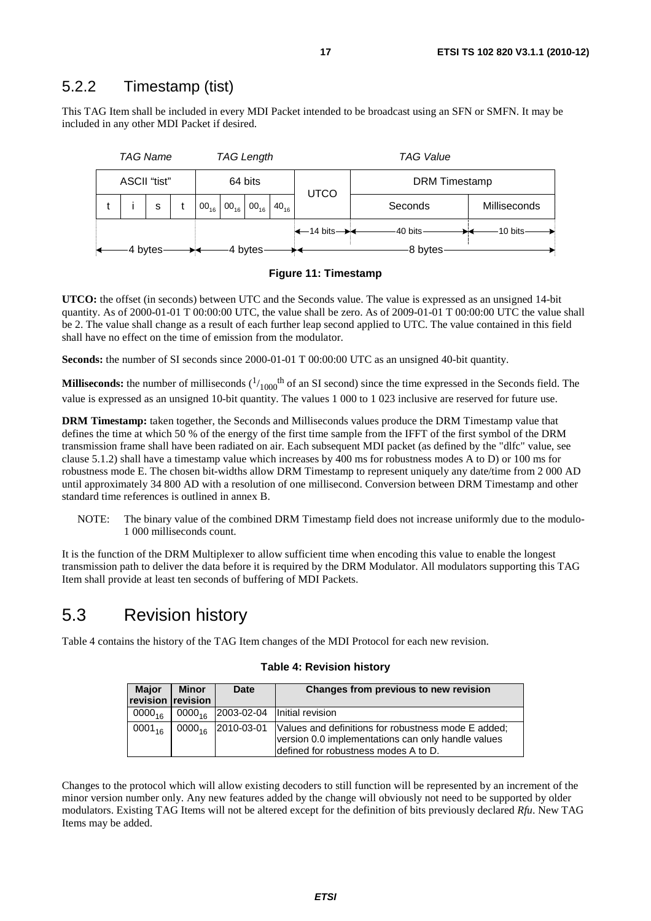## 5.2.2 Timestamp (tist)

This TAG Item shall be included in every MDI Packet intended to be broadcast using an SFN or SMFN. It may be included in any other MDI Packet if desired.

| *TAG Name* | | | | *TAG Length* | | | | *TAG Value* | | |
|---|---|---|---|---|---|---|---|---|---|---|
| ASCII "tist" | | | | 64 bits | | | | UTCO | DRM Timestamp | |
| t | i | s | t | $00_{16}$ | $00_{16}$ | $00_{16}$ | $40_{16}$ | | Seconds | Milliseconds |
| | | | | | | | | 14 bits | 40 bits | 10 bits |
| 4 bytes | | | | 4 bytes | | | | 8 bytes | | |

**Figure 11: Timestamp**

**UTCO:** the offset (in seconds) between UTC and the Seconds value. The value is expressed as an unsigned 14-bit quantity. As of 2000-01-01 T 00:00:00 UTC, the value shall be zero. As of 2009-01-01 T 00:00:00 UTC the value shall be 2. The value shall change as a result of each further leap second applied to UTC. The value contained in this field shall have no effect on the time of emission from the modulator.

**Seconds:** the number of SI seconds since 2000-01-01 T 00:00:00 UTC as an unsigned 40-bit quantity.

**Milliseconds:** the number of milliseconds ($^{1}/_{1000}{}^{th}$ of an SI second) since the time expressed in the Seconds field. The value is expressed as an unsigned 10-bit quantity. The values 1 000 to 1 023 inclusive are reserved for future use.

**DRM Timestamp:** taken together, the Seconds and Milliseconds values produce the DRM Timestamp value that defines the time at which 50 % of the energy of the first time sample from the IFFT of the first symbol of the DRM transmission frame shall have been radiated on air. Each subsequent MDI packet (as defined by the "dlfc" value, see clause 5.1.2) shall have a timestamp value which increases by 400 ms for robustness modes A to D) or 100 ms for robustness mode E. The chosen bit-widths allow DRM Timestamp to represent uniquely any date/time from 2 000 AD until approximately 34 800 AD with a resolution of one millisecond. Conversion between DRM Timestamp and other standard time references is outlined in annex B.

NOTE: The binary value of the combined DRM Timestamp field does not increase uniformly due to the modulo-1 000 milliseconds count.

It is the function of the DRM Multiplexer to allow sufficient time when encoding this value to enable the longest transmission path to deliver the data before it is required by the DRM Modulator. All modulators supporting this TAG Item shall provide at least ten seconds of buffering of MDI Packets.

# 5.3 Revision history

Table 4 contains the history of the TAG Item changes of the MDI Protocol for each new revision.

**Table 4: Revision history**

| Major revision | Minor revision | Date | Changes from previous to new revision |
|---|---|---|---|
| $0000_{16}$ | $0000_{16}$ | 2003-02-04 | Initial revision |
| $0001_{16}$ | $0000_{16}$ | 2010-03-01 | Values and definitions for robustness mode E added; version 0.0 implementations can only handle values defined for robustness modes A to D. |

Changes to the protocol which will allow existing decoders to still function will be represented by an increment of the minor version number only. Any new features added by the change will obviously not need to be supported by older modulators. Existing TAG Items will not be altered except for the definition of bits previously declared *Rfu*. New TAG Items may be added.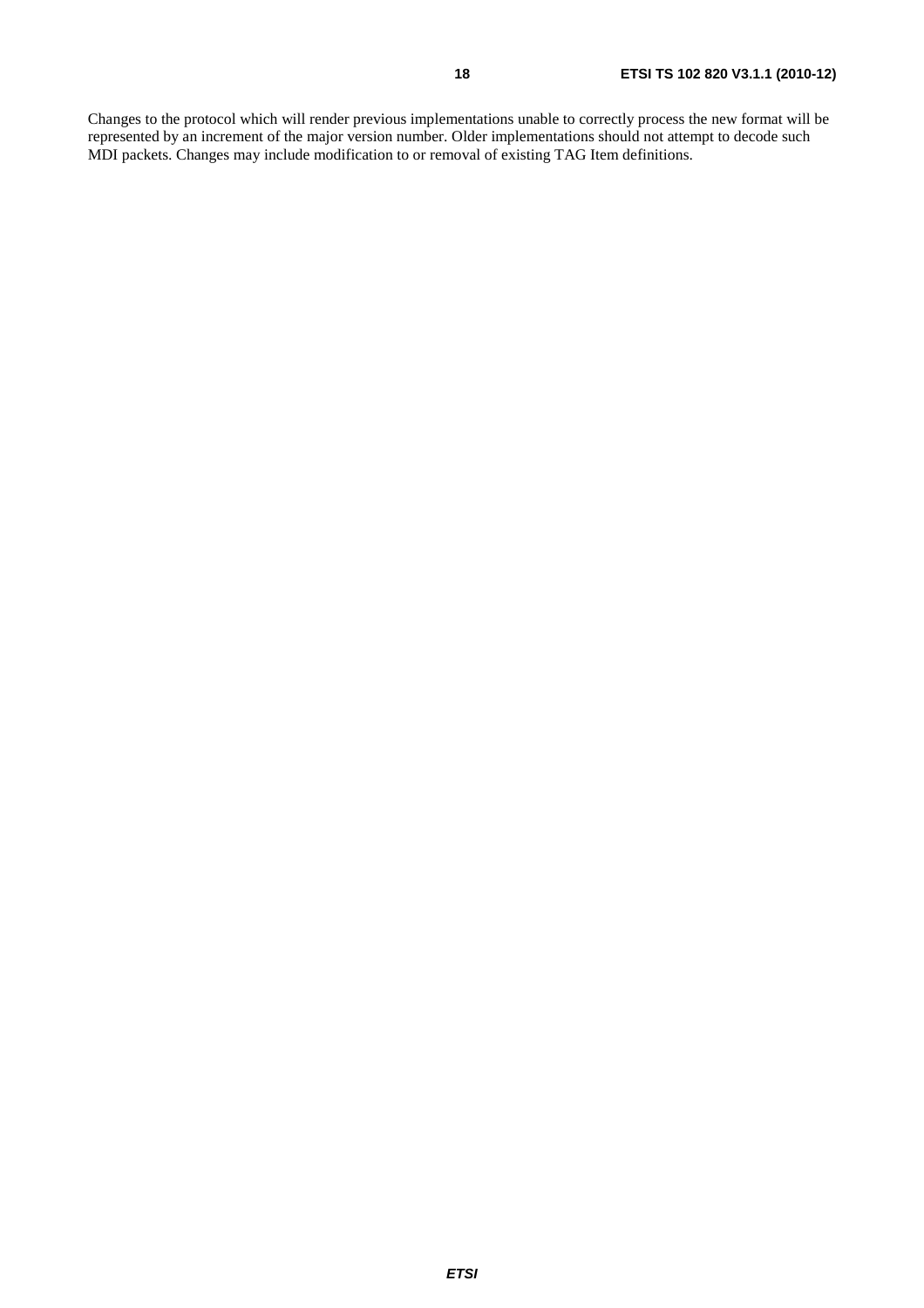Changes to the protocol which will render previous implementations unable to correctly process the new format will be represented by an increment of the major version number. Older implementations should not attempt to decode such MDI packets. Changes may include modification to or removal of existing TAG Item definitions.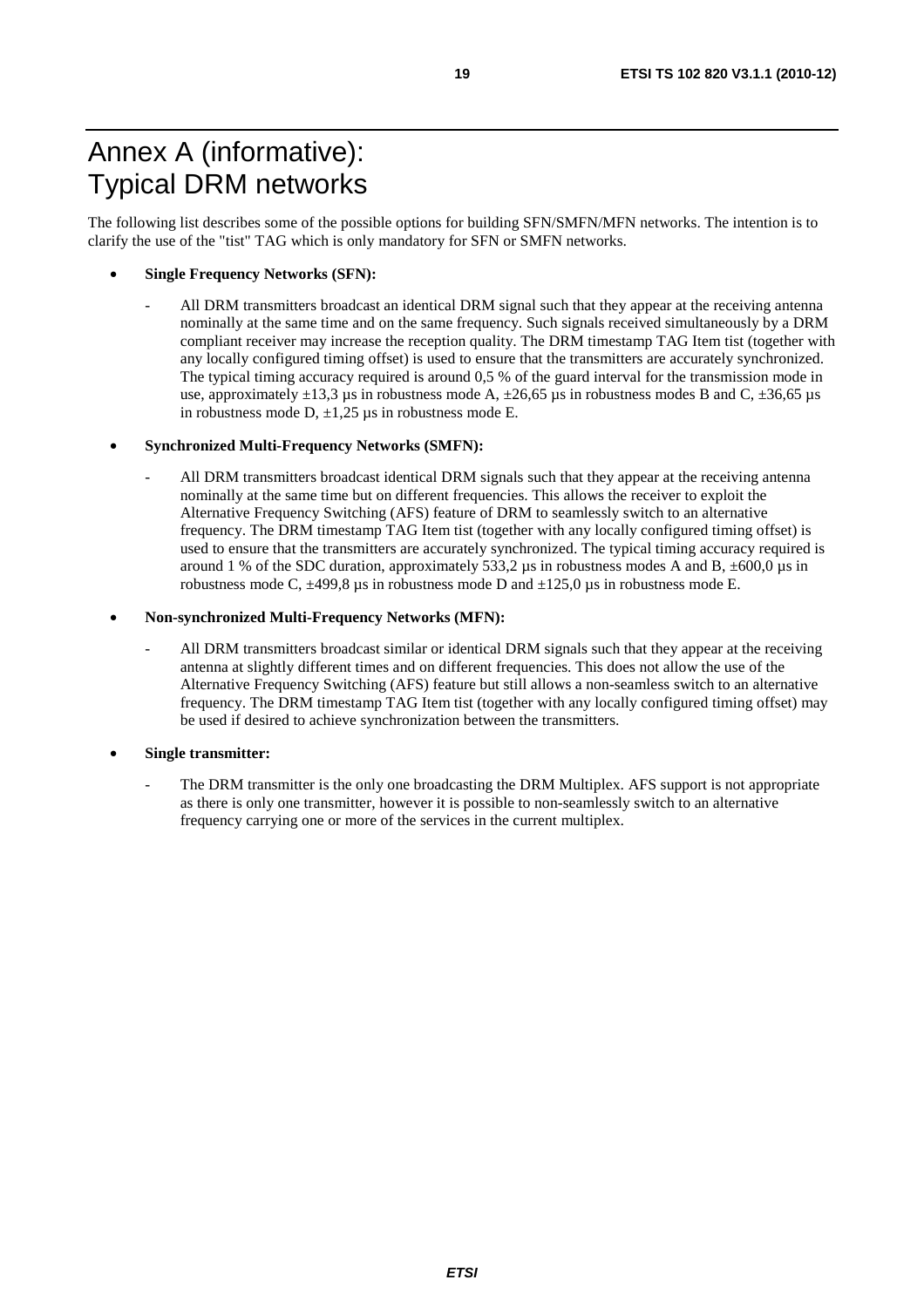# Annex A (informative): Typical DRM networks

The following list describes some of the possible options for building SFN/SMFN/MFN networks. The intention is to clarify the use of the "tist" TAG which is only mandatory for SFN or SMFN networks.

- **Single Frequency Networks (SFN):**
  - All DRM transmitters broadcast an identical DRM signal such that they appear at the receiving antenna nominally at the same time and on the same frequency. Such signals received simultaneously by a DRM compliant receiver may increase the reception quality. The DRM timestamp TAG Item tist (together with any locally configured timing offset) is used to ensure that the transmitters are accurately synchronized. The typical timing accuracy required is around 0,5 % of the guard interval for the transmission mode in use, approximately ±13,3 µs in robustness mode A, ±26,65 µs in robustness modes B and C, ±36,65 µs in robustness mode D, ±1,25 µs in robustness mode E.

- **Synchronized Multi-Frequency Networks (SMFN):**
  - All DRM transmitters broadcast identical DRM signals such that they appear at the receiving antenna nominally at the same time but on different frequencies. This allows the receiver to exploit the Alternative Frequency Switching (AFS) feature of DRM to seamlessly switch to an alternative frequency. The DRM timestamp TAG Item tist (together with any locally configured timing offset) is used to ensure that the transmitters are accurately synchronized. The typical timing accuracy required is around 1 % of the SDC duration, approximately 533,2 µs in robustness modes A and B, ±600,0 µs in robustness mode C, ±499,8 µs in robustness mode D and ±125,0 µs in robustness mode E.

- **Non-synchronized Multi-Frequency Networks (MFN):**
  - All DRM transmitters broadcast similar or identical DRM signals such that they appear at the receiving antenna at slightly different times and on different frequencies. This does not allow the use of the Alternative Frequency Switching (AFS) feature but still allows a non-seamless switch to an alternative frequency. The DRM timestamp TAG Item tist (together with any locally configured timing offset) may be used if desired to achieve synchronization between the transmitters.

- **Single transmitter:**
  - The DRM transmitter is the only one broadcasting the DRM Multiplex. AFS support is not appropriate as there is only one transmitter, however it is possible to non-seamlessly switch to an alternative frequency carrying one or more of the services in the current multiplex.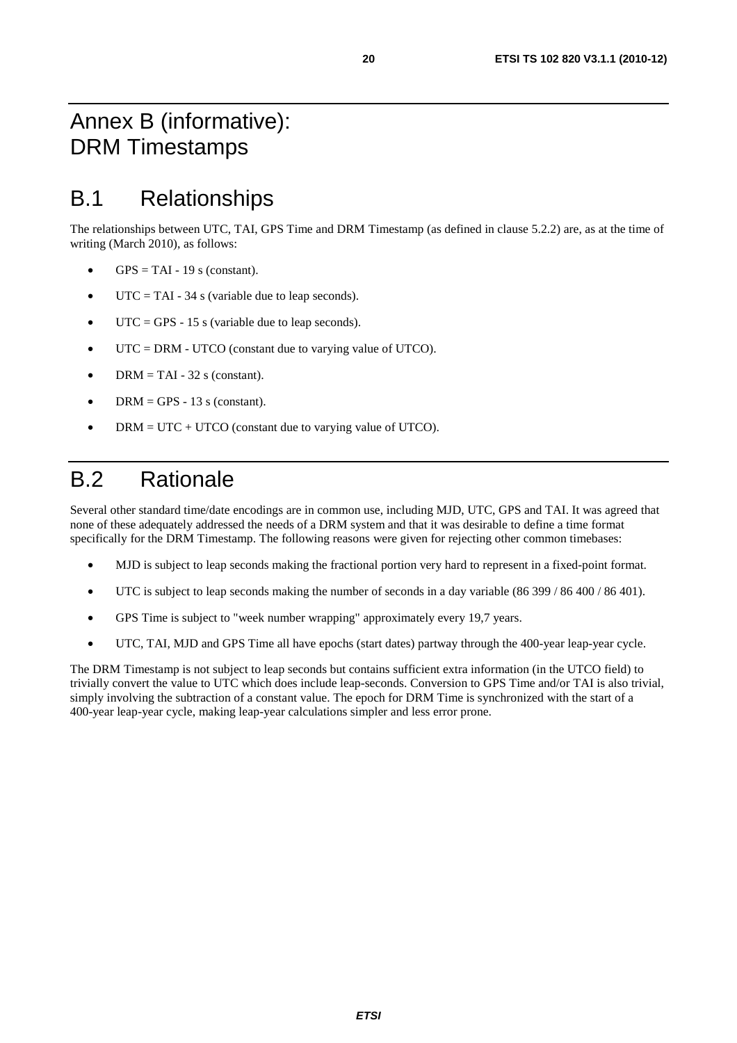# Annex B (informative): DRM Timestamps

## B.1 Relationships

The relationships between UTC, TAI, GPS Time and DRM Timestamp (as defined in clause 5.2.2) are, as at the time of writing (March 2010), as follows:

- GPS = TAI - 19 s (constant).
- UTC = TAI - 34 s (variable due to leap seconds).
- UTC = GPS - 15 s (variable due to leap seconds).
- UTC = DRM - UTCO (constant due to varying value of UTCO).
- DRM = TAI - 32 s (constant).
- DRM = GPS - 13 s (constant).
- DRM = UTC + UTCO (constant due to varying value of UTCO).

## B.2 Rationale

Several other standard time/date encodings are in common use, including MJD, UTC, GPS and TAI. It was agreed that none of these adequately addressed the needs of a DRM system and that it was desirable to define a time format specifically for the DRM Timestamp. The following reasons were given for rejecting other common timebases:

- MJD is subject to leap seconds making the fractional portion very hard to represent in a fixed-point format.
- UTC is subject to leap seconds making the number of seconds in a day variable (86 399 / 86 400 / 86 401).
- GPS Time is subject to "week number wrapping" approximately every 19,7 years.
- UTC, TAI, MJD and GPS Time all have epochs (start dates) partway through the 400-year leap-year cycle.

The DRM Timestamp is not subject to leap seconds but contains sufficient extra information (in the UTCO field) to trivially convert the value to UTC which does include leap-seconds. Conversion to GPS Time and/or TAI is also trivial, simply involving the subtraction of a constant value. The epoch for DRM Time is synchronized with the start of a 400-year leap-year cycle, making leap-year calculations simpler and less error prone.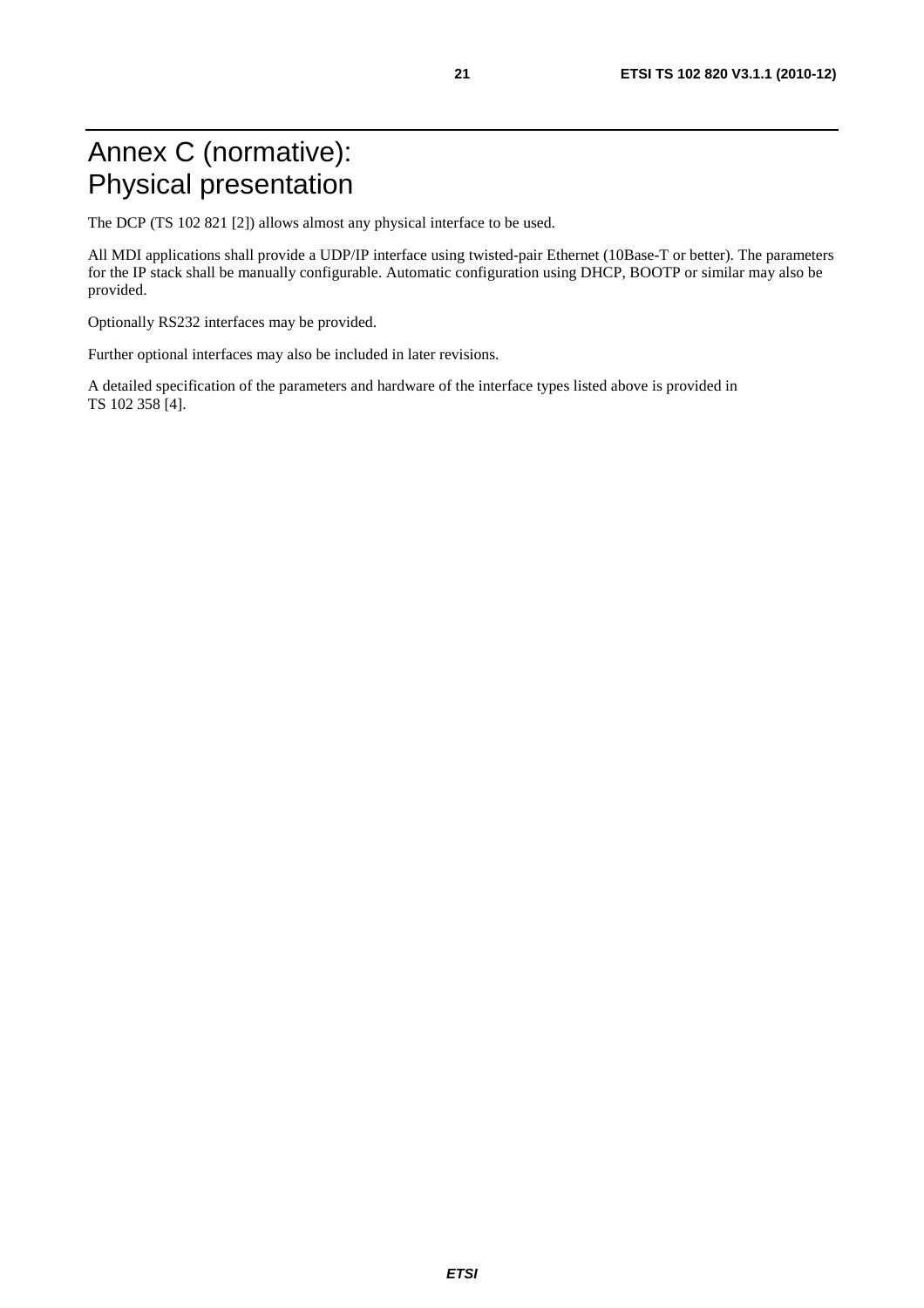# Annex C (normative): Physical presentation

The DCP (TS 102 821 [2]) allows almost any physical interface to be used.

All MDI applications shall provide a UDP/IP interface using twisted-pair Ethernet (10Base-T or better). The parameters for the IP stack shall be manually configurable. Automatic configuration using DHCP, BOOTP or similar may also be provided.

Optionally RS232 interfaces may be provided.

Further optional interfaces may also be included in later revisions.

A detailed specification of the parameters and hardware of the interface types listed above is provided in TS 102 358 [4].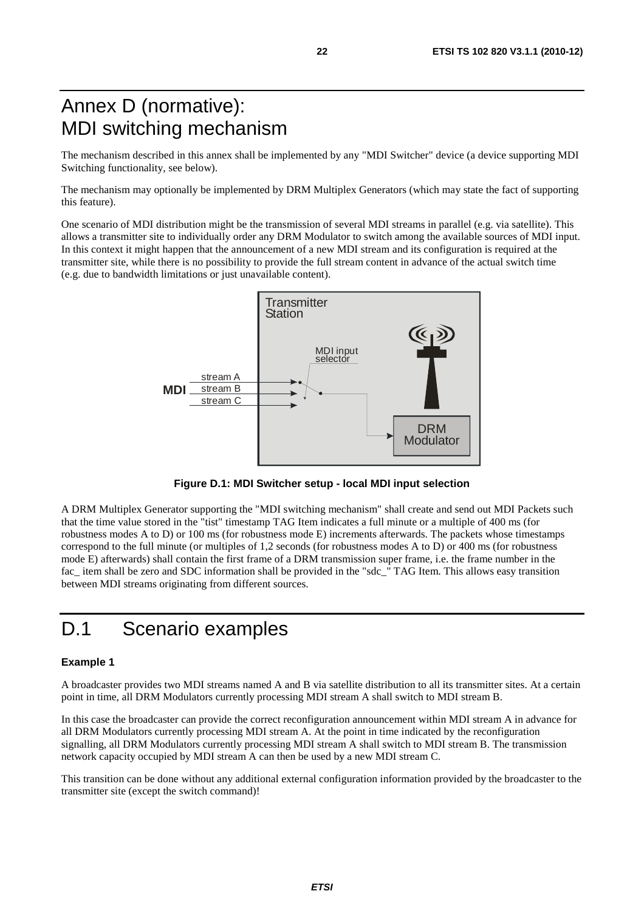# Annex D (normative): MDI switching mechanism

The mechanism described in this annex shall be implemented by any "MDI Switcher" device (a device supporting MDI Switching functionality, see below).

The mechanism may optionally be implemented by DRM Multiplex Generators (which may state the fact of supporting this feature).

One scenario of MDI distribution might be the transmission of several MDI streams in parallel (e.g. via satellite). This allows a transmitter site to individually order any DRM Modulator to switch among the available sources of MDI input. In this context it might happen that the announcement of a new MDI stream and its configuration is required at the transmitter site, while there is no possibility to provide the full stream content in advance of the actual switch time (e.g. due to bandwidth limitations or just unavailable content).

Transmitter Station

MDI input selector

MDI

stream A

stream B

stream C

DRM Modulator

**Figure D.1: MDI Switcher setup - local MDI input selection**

A DRM Multiplex Generator supporting the "MDI switching mechanism" shall create and send out MDI Packets such that the time value stored in the "tist" timestamp TAG Item indicates a full minute or a multiple of 400 ms (for robustness modes A to D) or 100 ms (for robustness mode E) increments afterwards. The packets whose timestamps correspond to the full minute (or multiples of 1,2 seconds (for robustness modes A to D) or 400 ms (for robustness mode E) afterwards) shall contain the first frame of a DRM transmission super frame, i.e. the frame number in the fac_ item shall be zero and SDC information shall be provided in the "sdc_" TAG Item. This allows easy transition between MDI streams originating from different sources.

# D.1 Scenario examples

**Example 1**

A broadcaster provides two MDI streams named A and B via satellite distribution to all its transmitter sites. At a certain point in time, all DRM Modulators currently processing MDI stream A shall switch to MDI stream B.

In this case the broadcaster can provide the correct reconfiguration announcement within MDI stream A in advance for all DRM Modulators currently processing MDI stream A. At the point in time indicated by the reconfiguration signalling, all DRM Modulators currently processing MDI stream A shall switch to MDI stream B. The transmission network capacity occupied by MDI stream A can then be used by a new MDI stream C.

This transition can be done without any additional external configuration information provided by the broadcaster to the transmitter site (except the switch command)!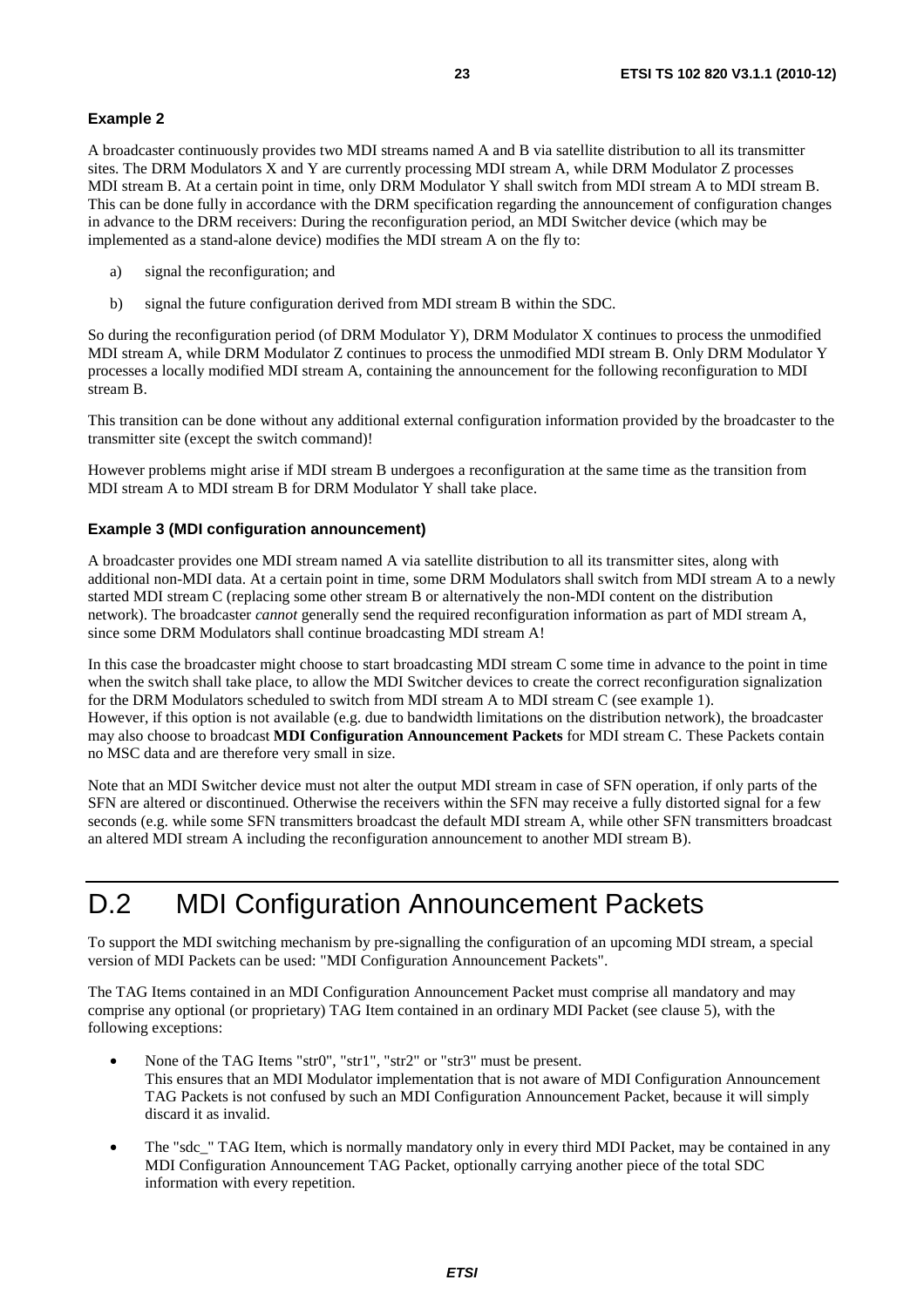**Example 2**

A broadcaster continuously provides two MDI streams named A and B via satellite distribution to all its transmitter sites. The DRM Modulators X and Y are currently processing MDI stream A, while DRM Modulator Z processes MDI stream B. At a certain point in time, only DRM Modulator Y shall switch from MDI stream A to MDI stream B. This can be done fully in accordance with the DRM specification regarding the announcement of configuration changes in advance to the DRM receivers: During the reconfiguration period, an MDI Switcher device (which may be implemented as a stand-alone device) modifies the MDI stream A on the fly to:

a) signal the reconfiguration; and

b) signal the future configuration derived from MDI stream B within the SDC.

So during the reconfiguration period (of DRM Modulator Y), DRM Modulator X continues to process the unmodified MDI stream A, while DRM Modulator Z continues to process the unmodified MDI stream B. Only DRM Modulator Y processes a locally modified MDI stream A, containing the announcement for the following reconfiguration to MDI stream B.

This transition can be done without any additional external configuration information provided by the broadcaster to the transmitter site (except the switch command)!

However problems might arise if MDI stream B undergoes a reconfiguration at the same time as the transition from MDI stream A to MDI stream B for DRM Modulator Y shall take place.

**Example 3 (MDI configuration announcement)**

A broadcaster provides one MDI stream named A via satellite distribution to all its transmitter sites, along with additional non-MDI data. At a certain point in time, some DRM Modulators shall switch from MDI stream A to a newly started MDI stream C (replacing some other stream B or alternatively the non-MDI content on the distribution network). The broadcaster *cannot* generally send the required reconfiguration information as part of MDI stream A, since some DRM Modulators shall continue broadcasting MDI stream A!

In this case the broadcaster might choose to start broadcasting MDI stream C some time in advance to the point in time when the switch shall take place, to allow the MDI Switcher devices to create the correct reconfiguration signalization for the DRM Modulators scheduled to switch from MDI stream A to MDI stream C (see example 1).
However, if this option is not available (e.g. due to bandwidth limitations on the distribution network), the broadcaster may also choose to broadcast **MDI Configuration Announcement Packets** for MDI stream C. These Packets contain no MSC data and are therefore very small in size.

Note that an MDI Switcher device must not alter the output MDI stream in case of SFN operation, if only parts of the SFN are altered or discontinued. Otherwise the receivers within the SFN may receive a fully distorted signal for a few seconds (e.g. while some SFN transmitters broadcast the default MDI stream A, while other SFN transmitters broadcast an altered MDI stream A including the reconfiguration announcement to another MDI stream B).

# D.2 MDI Configuration Announcement Packets

To support the MDI switching mechanism by pre-signalling the configuration of an upcoming MDI stream, a special version of MDI Packets can be used: "MDI Configuration Announcement Packets".

The TAG Items contained in an MDI Configuration Announcement Packet must comprise all mandatory and may comprise any optional (or proprietary) TAG Item contained in an ordinary MDI Packet (see clause 5), with the following exceptions:

- None of the TAG Items "str0", "str1", "str2" or "str3" must be present.
  This ensures that an MDI Modulator implementation that is not aware of MDI Configuration Announcement TAG Packets is not confused by such an MDI Configuration Announcement Packet, because it will simply discard it as invalid.
- The "sdc_" TAG Item, which is normally mandatory only in every third MDI Packet, may be contained in any MDI Configuration Announcement TAG Packet, optionally carrying another piece of the total SDC information with every repetition.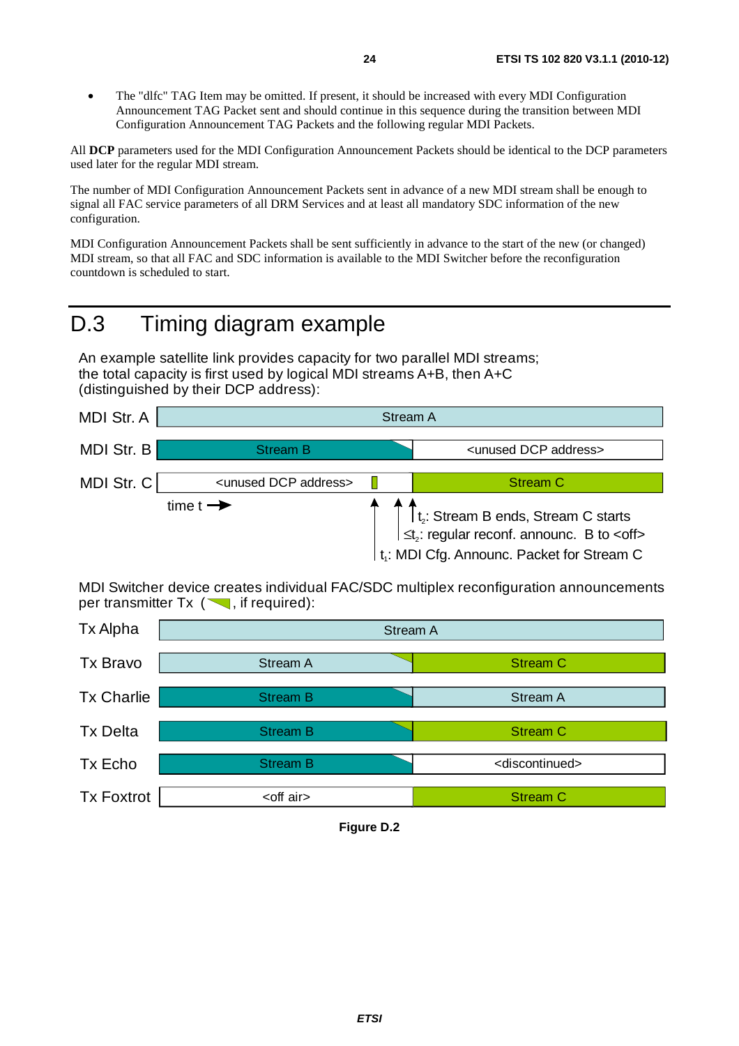- The "dlfc" TAG Item may be omitted. If present, it should be increased with every MDI Configuration Announcement TAG Packet sent and should continue in this sequence during the transition between MDI Configuration Announcement TAG Packets and the following regular MDI Packets.

All **DCP** parameters used for the MDI Configuration Announcement Packets should be identical to the DCP parameters used later for the regular MDI stream.

The number of MDI Configuration Announcement Packets sent in advance of a new MDI stream shall be enough to signal all FAC service parameters of all DRM Services and at least all mandatory SDC information of the new configuration.

MDI Configuration Announcement Packets shall be sent sufficiently in advance to the start of the new (or changed) MDI stream, so that all FAC and SDC information is available to the MDI Switcher before the reconfiguration countdown is scheduled to start.

# D.3 Timing diagram example

An example satellite link provides capacity for two parallel MDI streams; the total capacity is first used by logical MDI streams A+B, then A+C (distinguished by their DCP address):

| | | |
|---|---|---|
| MDI Str. A | Stream A | |
| MDI Str. B | Stream B | <unused DCP address> |
| MDI Str. C | <unused DCP address> | Stream C |

time t →

$t_2$: Stream B ends, Stream C starts

$\leq t_2$: regular reconf. announc. B to <off>

$t_1$: MDI Cfg. Announc. Packet for Stream C

MDI Switcher device creates individual FAC/SDC multiplex reconfiguration announcements per transmitter Tx ( , if required):

| | | |
|---|---|---|
| Tx Alpha | Stream A | |
| Tx Bravo | Stream A | Stream C |
| Tx Charlie | Stream B | Stream A |
| Tx Delta | Stream B | Stream C |
| Tx Echo | Stream B | <discontinued> |
| Tx Foxtrot | <off air> | Stream C |

**Figure D.2**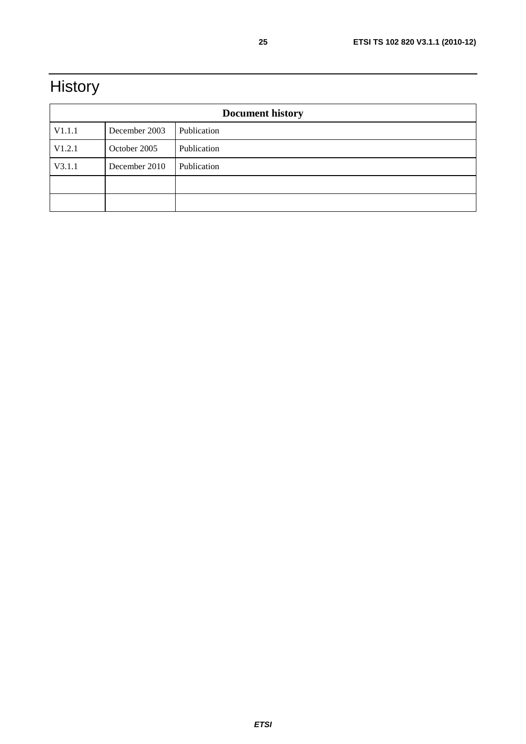# History

| Document history | | |
|---|---|---|
| V1.1.1 | December 2003 | Publication |
| V1.2.1 | October 2005 | Publication |
| V3.1.1 | December 2010 | Publication |
| | | |
| | | |